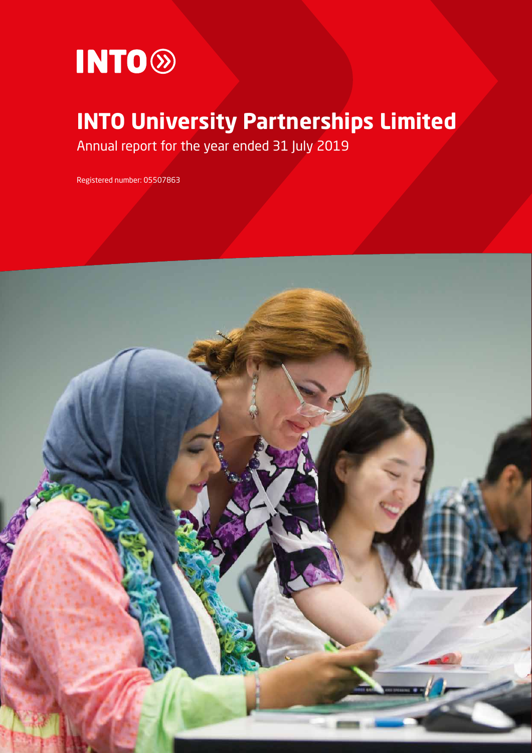INTO

# INTO University Partnerships Limited

Annual report for the year ended 31 July 2019

Registered number: 05507863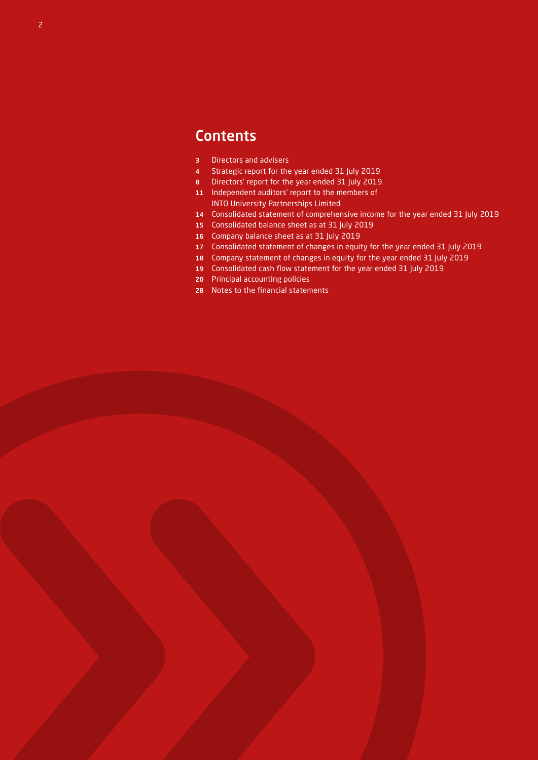# Contents

| | |
|---|---|
| 3 | Directors and advisers |
| 4 | Strategic report for the year ended 31 July 2019 |
| 8 | Directors' report for the year ended 31 July 2019 |
| 11 | Independent auditors' report to the members of INTO University Partnerships Limited |
| 14 | Consolidated statement of comprehensive income for the year ended 31 July 2019 |
| 15 | Consolidated balance sheet as at 31 July 2019 |
| 16 | Company balance sheet as at 31 July 2019 |
| 17 | Consolidated statement of changes in equity for the year ended 31 July 2019 |
| 18 | Company statement of changes in equity for the year ended 31 July 2019 |
| 19 | Consolidated cash flow statement for the year ended 31 July 2019 |
| 20 | Principal accounting policies |
| 28 | Notes to the financial statements |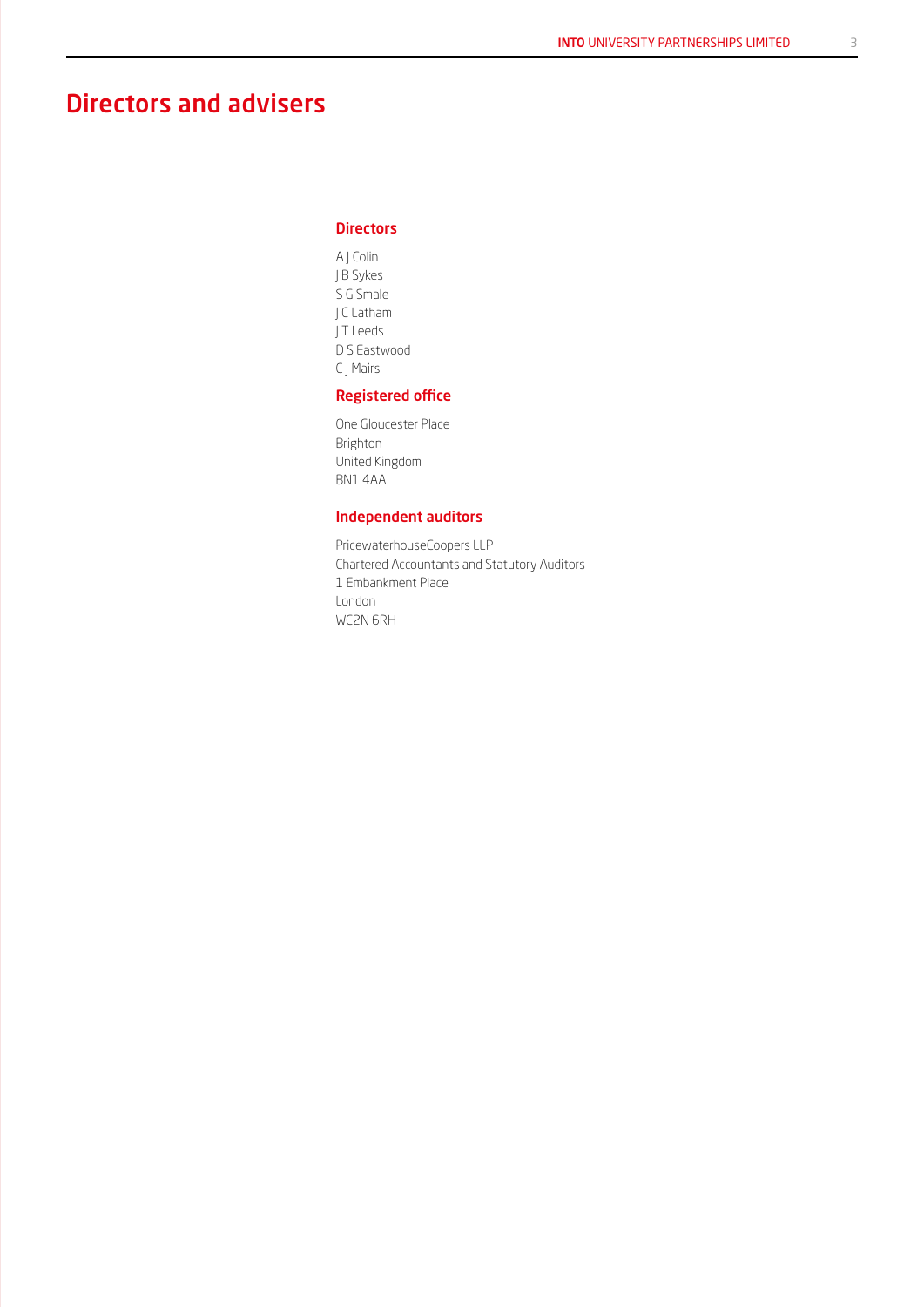# Directors and advisers

## Directors

A J Colin
J B Sykes
S G Smale
J C Latham
J T Leeds
D S Eastwood
C J Mairs

## Registered office

One Gloucester Place
Brighton
United Kingdom
BN1 4AA

## Independent auditors

PricewaterhouseCoopers LLP
Chartered Accountants and Statutory Auditors
1 Embankment Place
London
WC2N 6RH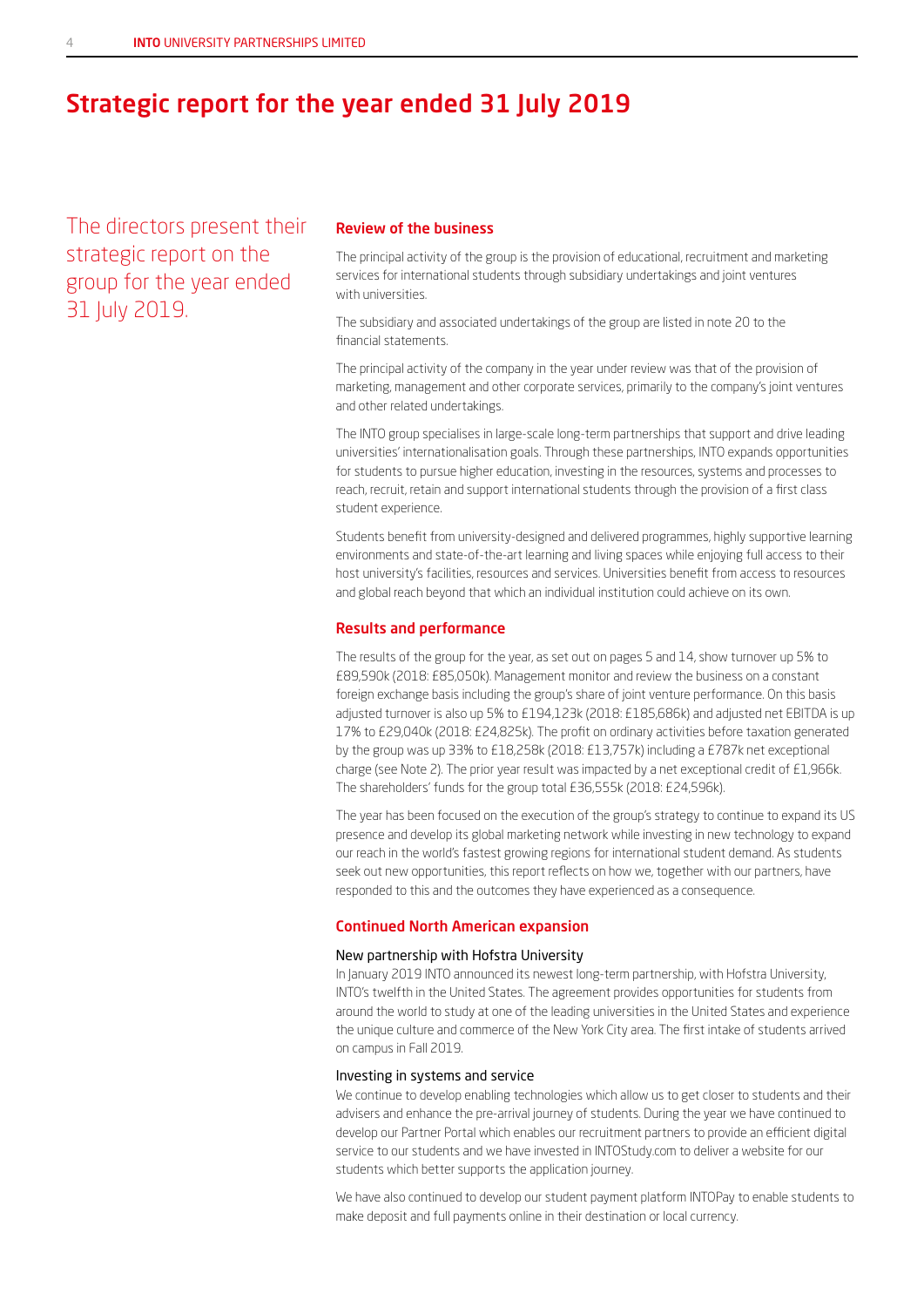# Strategic report for the year ended 31 July 2019

The directors present their strategic report on the group for the year ended 31 July 2019.

## Review of the business

The principal activity of the group is the provision of educational, recruitment and marketing services for international students through subsidiary undertakings and joint ventures with universities.

The subsidiary and associated undertakings of the group are listed in note 20 to the financial statements.

The principal activity of the company in the year under review was that of the provision of marketing, management and other corporate services, primarily to the company's joint ventures and other related undertakings.

The INTO group specialises in large-scale long-term partnerships that support and drive leading universities' internationalisation goals. Through these partnerships, INTO expands opportunities for students to pursue higher education, investing in the resources, systems and processes to reach, recruit, retain and support international students through the provision of a first class student experience.

Students benefit from university-designed and delivered programmes, highly supportive learning environments and state-of-the-art learning and living spaces while enjoying full access to their host university's facilities, resources and services. Universities benefit from access to resources and global reach beyond that which an individual institution could achieve on its own.

## Results and performance

The results of the group for the year, as set out on pages 5 and 14, show turnover up 5% to £89,590k (2018: £85,050k). Management monitor and review the business on a constant foreign exchange basis including the group's share of joint venture performance. On this basis adjusted turnover is also up 5% to £194,123k (2018: £185,686k) and adjusted net EBITDA is up 17% to £29,040k (2018: £24,825k). The profit on ordinary activities before taxation generated by the group was up 33% to £18,258k (2018: £13,757k) including a £787k net exceptional charge (see Note 2). The prior year result was impacted by a net exceptional credit of £1,966k. The shareholders' funds for the group total £36,555k (2018: £24,596k).

The year has been focused on the execution of the group's strategy to continue to expand its US presence and develop its global marketing network while investing in new technology to expand our reach in the world's fastest growing regions for international student demand. As students seek out new opportunities, this report reflects on how we, together with our partners, have responded to this and the outcomes they have experienced as a consequence.

## Continued North American expansion

### New partnership with Hofstra University

In January 2019 INTO announced its newest long-term partnership, with Hofstra University, INTO's twelfth in the United States. The agreement provides opportunities for students from around the world to study at one of the leading universities in the United States and experience the unique culture and commerce of the New York City area. The first intake of students arrived on campus in Fall 2019.

### Investing in systems and service

We continue to develop enabling technologies which allow us to get closer to students and their advisers and enhance the pre-arrival journey of students. During the year we have continued to develop our Partner Portal which enables our recruitment partners to provide an efficient digital service to our students and we have invested in INTOStudy.com to deliver a website for our students which better supports the application journey.

We have also continued to develop our student payment platform INTOPay to enable students to make deposit and full payments online in their destination or local currency.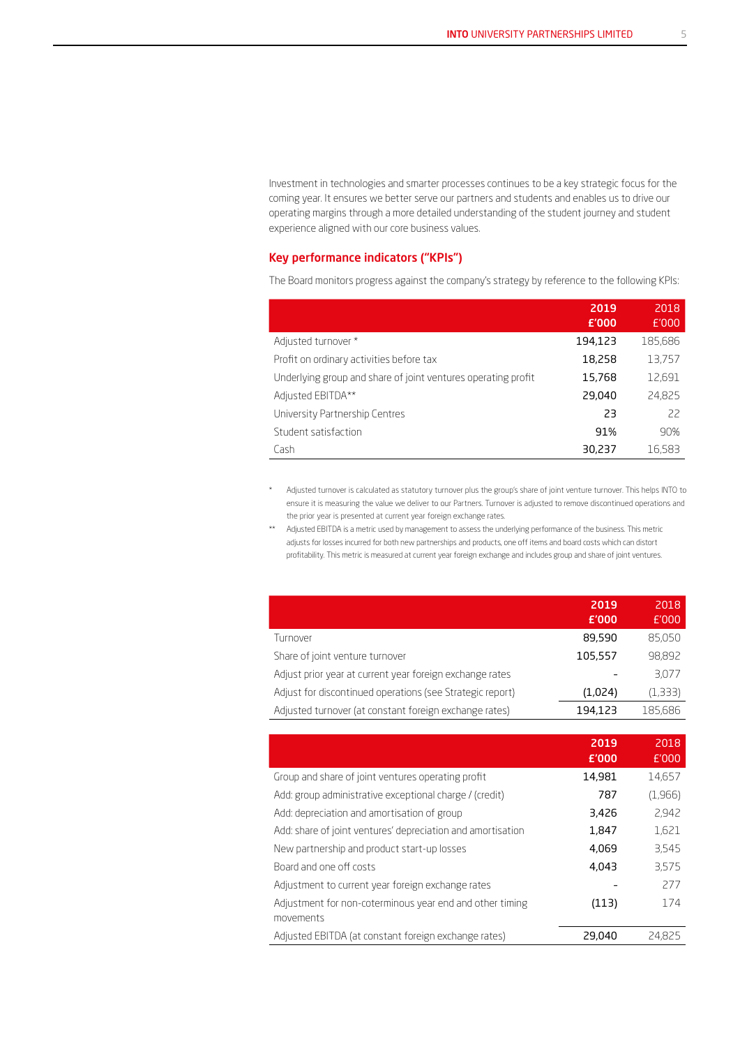Investment in technologies and smarter processes continues to be a key strategic focus for the coming year. It ensures we better serve our partners and students and enables us to drive our operating margins through a more detailed understanding of the student journey and student experience aligned with our core business values.

## Key performance indicators ("KPIs")

The Board monitors progress against the company's strategy by reference to the following KPIs:

| | 2019 £'000 | 2018 £'000 |
|---|---|---|
| Adjusted turnover * | 194,123 | 185,686 |
| Profit on ordinary activities before tax | 18,258 | 13,757 |
| Underlying group and share of joint ventures operating profit | 15,768 | 12,691 |
| Adjusted EBITDA** | 29,040 | 24,825 |
| University Partnership Centres | 23 | 22 |
| Student satisfaction | 91% | 90% |
| Cash | 30,237 | 16,583 |

\* Adjusted turnover is calculated as statutory turnover plus the group's share of joint venture turnover. This helps INTO to ensure it is measuring the value we deliver to our Partners. Turnover is adjusted to remove discontinued operations and the prior year is presented at current year foreign exchange rates.

\*\* Adjusted EBITDA is a metric used by management to assess the underlying performance of the business. This metric adjusts for losses incurred for both new partnerships and products, one off items and board costs which can distort profitability. This metric is measured at current year foreign exchange and includes group and share of joint ventures.

| | 2019 £'000 | 2018 £'000 |
|---|---|---|
| Turnover | 89,590 | 85,050 |
| Share of joint venture turnover | 105,557 | 98,892 |
| Adjust prior year at current year foreign exchange rates | - | 3,077 |
| Adjust for discontinued operations (see Strategic report) | (1,024) | (1,333) |
| Adjusted turnover (at constant foreign exchange rates) | 194,123 | 185,686 |

| | 2019 £'000 | 2018 £'000 |
|---|---|---|
| Group and share of joint ventures operating profit | 14,981 | 14,657 |
| Add: group administrative exceptional charge / (credit) | 787 | (1,966) |
| Add: depreciation and amortisation of group | 3,426 | 2,942 |
| Add: share of joint ventures' depreciation and amortisation | 1,847 | 1,621 |
| New partnership and product start-up losses | 4,069 | 3,545 |
| Board and one off costs | 4,043 | 3,575 |
| Adjustment to current year foreign exchange rates | - | 277 |
| Adjustment for non-coterminous year end and other timing movements | (113) | 174 |
| Adjusted EBITDA (at constant foreign exchange rates) | 29,040 | 24,825 |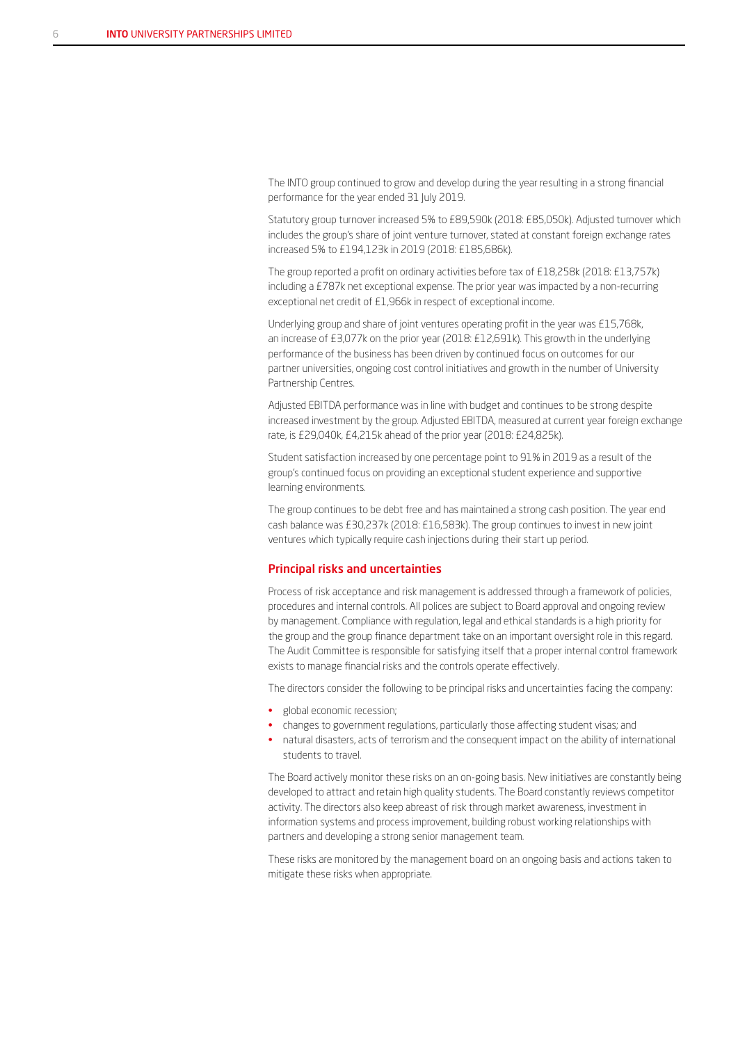The INTO group continued to grow and develop during the year resulting in a strong financial performance for the year ended 31 July 2019.

Statutory group turnover increased 5% to £89,590k (2018: £85,050k). Adjusted turnover which includes the group's share of joint venture turnover, stated at constant foreign exchange rates increased 5% to £194,123k in 2019 (2018: £185,686k).

The group reported a profit on ordinary activities before tax of £18,258k (2018: £13,757k) including a £787k net exceptional expense. The prior year was impacted by a non-recurring exceptional net credit of £1,966k in respect of exceptional income.

Underlying group and share of joint ventures operating profit in the year was £15,768k, an increase of £3,077k on the prior year (2018: £12,691k). This growth in the underlying performance of the business has been driven by continued focus on outcomes for our partner universities, ongoing cost control initiatives and growth in the number of University Partnership Centres.

Adjusted EBITDA performance was in line with budget and continues to be strong despite increased investment by the group. Adjusted EBITDA, measured at current year foreign exchange rate, is £29,040k, £4,215k ahead of the prior year (2018: £24,825k).

Student satisfaction increased by one percentage point to 91% in 2019 as a result of the group's continued focus on providing an exceptional student experience and supportive learning environments.

The group continues to be debt free and has maintained a strong cash position. The year end cash balance was £30,237k (2018: £16,583k). The group continues to invest in new joint ventures which typically require cash injections during their start up period.

## Principal risks and uncertainties

Process of risk acceptance and risk management is addressed through a framework of policies, procedures and internal controls. All polices are subject to Board approval and ongoing review by management. Compliance with regulation, legal and ethical standards is a high priority for the group and the group finance department take on an important oversight role in this regard. The Audit Committee is responsible for satisfying itself that a proper internal control framework exists to manage financial risks and the controls operate effectively.

The directors consider the following to be principal risks and uncertainties facing the company:

- global economic recession;
- changes to government regulations, particularly those affecting student visas; and
- natural disasters, acts of terrorism and the consequent impact on the ability of international students to travel.

The Board actively monitor these risks on an on-going basis. New initiatives are constantly being developed to attract and retain high quality students. The Board constantly reviews competitor activity. The directors also keep abreast of risk through market awareness, investment in information systems and process improvement, building robust working relationships with partners and developing a strong senior management team.

These risks are monitored by the management board on an ongoing basis and actions taken to mitigate these risks when appropriate.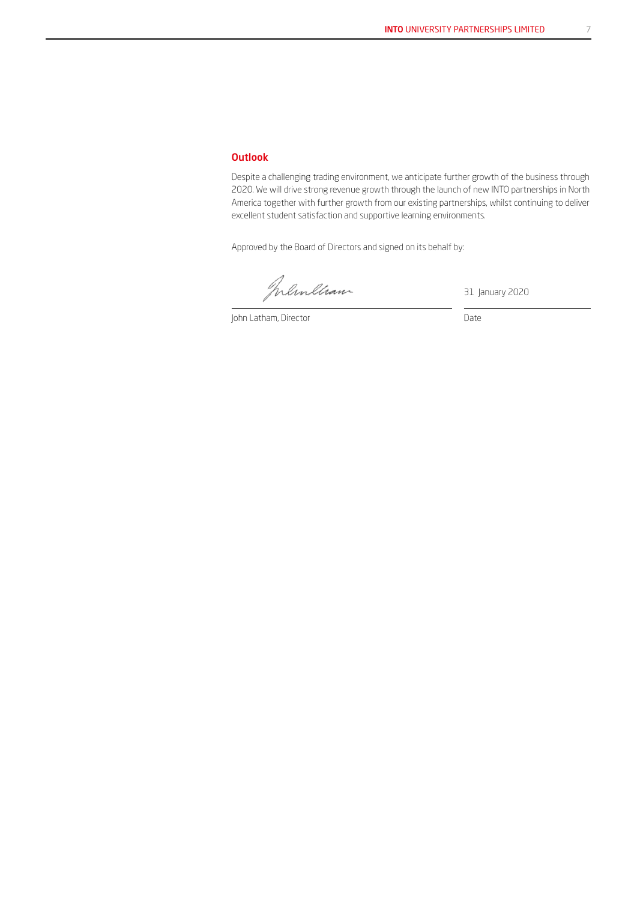## Outlook

Despite a challenging trading environment, we anticipate further growth of the business through 2020. We will drive strong revenue growth through the launch of new INTO partnerships in North America together with further growth from our existing partnerships, whilst continuing to deliver excellent student satisfaction and supportive learning environments.

Approved by the Board of Directors and signed on its behalf by:

| | |
|---|---|
| | 31 January 2020 |
| John Latham, Director | Date |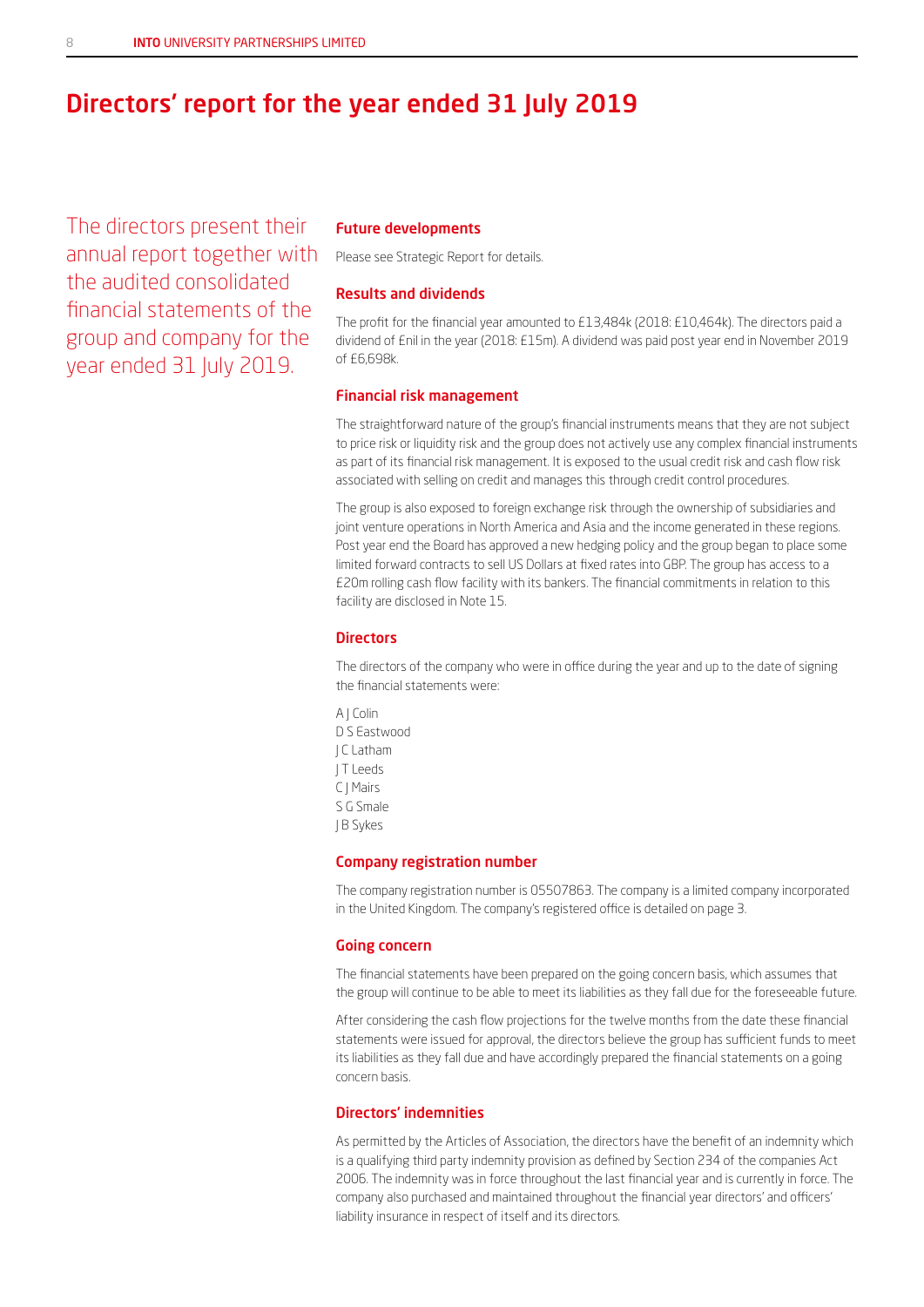# Directors' report for the year ended 31 July 2019

The directors present their annual report together with the audited consolidated financial statements of the group and company for the year ended 31 July 2019.

## Future developments

Please see Strategic Report for details.

## Results and dividends

The profit for the financial year amounted to £13,484k (2018: £10,464k). The directors paid a dividend of £nil in the year (2018: £15m). A dividend was paid post year end in November 2019 of £6,698k.

## Financial risk management

The straightforward nature of the group's financial instruments means that they are not subject to price risk or liquidity risk and the group does not actively use any complex financial instruments as part of its financial risk management. It is exposed to the usual credit risk and cash flow risk associated with selling on credit and manages this through credit control procedures.

The group is also exposed to foreign exchange risk through the ownership of subsidiaries and joint venture operations in North America and Asia and the income generated in these regions. Post year end the Board has approved a new hedging policy and the group began to place some limited forward contracts to sell US Dollars at fixed rates into GBP. The group has access to a £20m rolling cash flow facility with its bankers. The financial commitments in relation to this facility are disclosed in Note 15.

## Directors

The directors of the company who were in office during the year and up to the date of signing the financial statements were:

A J Colin
D S Eastwood
J C Latham
J T Leeds
C J Mairs
S G Smale
J B Sykes

## Company registration number

The company registration number is 05507863. The company is a limited company incorporated in the United Kingdom. The company's registered office is detailed on page 3.

## Going concern

The financial statements have been prepared on the going concern basis, which assumes that the group will continue to be able to meet its liabilities as they fall due for the foreseeable future.

After considering the cash flow projections for the twelve months from the date these financial statements were issued for approval, the directors believe the group has sufficient funds to meet its liabilities as they fall due and have accordingly prepared the financial statements on a going concern basis.

## Directors' indemnities

As permitted by the Articles of Association, the directors have the benefit of an indemnity which is a qualifying third party indemnity provision as defined by Section 234 of the companies Act 2006. The indemnity was in force throughout the last financial year and is currently in force. The company also purchased and maintained throughout the financial year directors' and officers' liability insurance in respect of itself and its directors.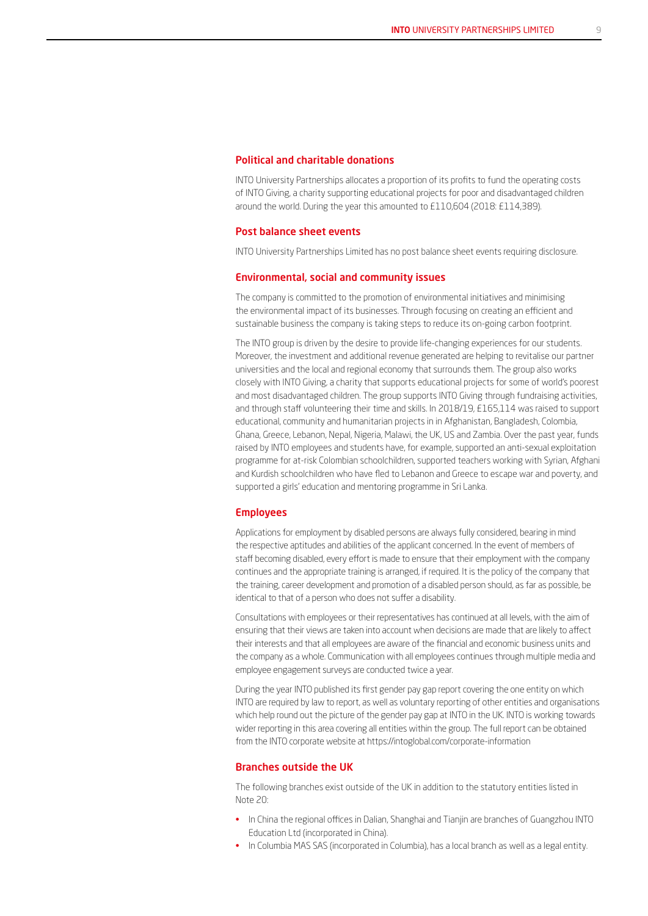## Political and charitable donations

INTO University Partnerships allocates a proportion of its profits to fund the operating costs of INTO Giving, a charity supporting educational projects for poor and disadvantaged children around the world. During the year this amounted to £110,604 (2018: £114,389).

## Post balance sheet events

INTO University Partnerships Limited has no post balance sheet events requiring disclosure.

## Environmental, social and community issues

The company is committed to the promotion of environmental initiatives and minimising the environmental impact of its businesses. Through focusing on creating an efficient and sustainable business the company is taking steps to reduce its on-going carbon footprint.

The INTO group is driven by the desire to provide life-changing experiences for our students. Moreover, the investment and additional revenue generated are helping to revitalise our partner universities and the local and regional economy that surrounds them. The group also works closely with INTO Giving, a charity that supports educational projects for some of world's poorest and most disadvantaged children. The group supports INTO Giving through fundraising activities, and through staff volunteering their time and skills. In 2018/19, £165,114 was raised to support educational, community and humanitarian projects in in Afghanistan, Bangladesh, Colombia, Ghana, Greece, Lebanon, Nepal, Nigeria, Malawi, the UK, US and Zambia. Over the past year, funds raised by INTO employees and students have, for example, supported an anti-sexual exploitation programme for at-risk Colombian schoolchildren, supported teachers working with Syrian, Afghani and Kurdish schoolchildren who have fled to Lebanon and Greece to escape war and poverty, and supported a girls' education and mentoring programme in Sri Lanka.

## Employees

Applications for employment by disabled persons are always fully considered, bearing in mind the respective aptitudes and abilities of the applicant concerned. In the event of members of staff becoming disabled, every effort is made to ensure that their employment with the company continues and the appropriate training is arranged, if required. It is the policy of the company that the training, career development and promotion of a disabled person should, as far as possible, be identical to that of a person who does not suffer a disability.

Consultations with employees or their representatives has continued at all levels, with the aim of ensuring that their views are taken into account when decisions are made that are likely to affect their interests and that all employees are aware of the financial and economic business units and the company as a whole. Communication with all employees continues through multiple media and employee engagement surveys are conducted twice a year.

During the year INTO published its first gender pay gap report covering the one entity on which INTO are required by law to report, as well as voluntary reporting of other entities and organisations which help round out the picture of the gender pay gap at INTO in the UK. INTO is working towards wider reporting in this area covering all entities within the group. The full report can be obtained from the INTO corporate website at https://intoglobal.com/corporate-information

## Branches outside the UK

The following branches exist outside of the UK in addition to the statutory entities listed in Note 20:

- In China the regional offices in Dalian, Shanghai and Tianjin are branches of Guangzhou INTO Education Ltd (incorporated in China).
- In Columbia MAS SAS (incorporated in Columbia), has a local branch as well as a legal entity.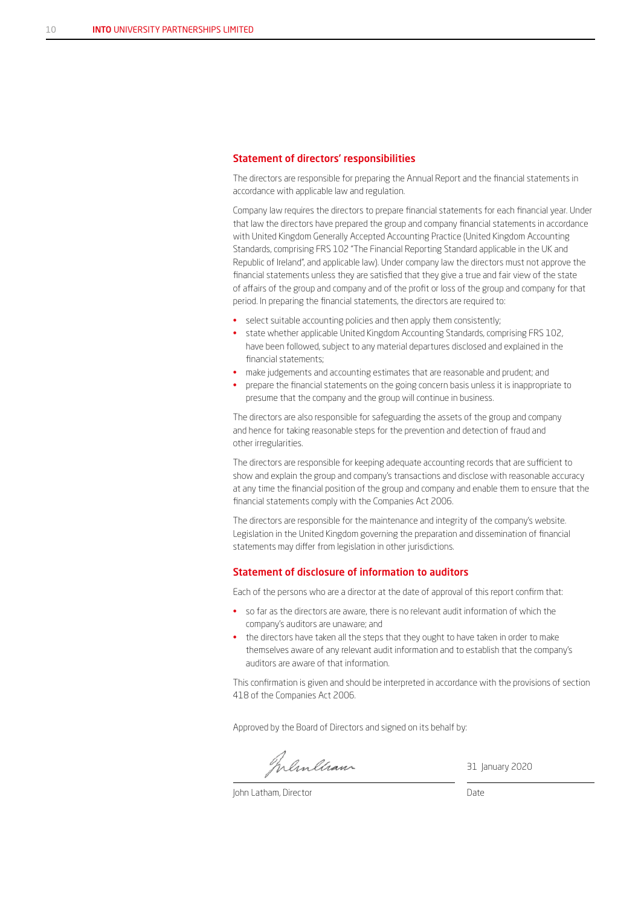## Statement of directors' responsibilities

The directors are responsible for preparing the Annual Report and the financial statements in accordance with applicable law and regulation.

Company law requires the directors to prepare financial statements for each financial year. Under that law the directors have prepared the group and company financial statements in accordance with United Kingdom Generally Accepted Accounting Practice (United Kingdom Accounting Standards, comprising FRS 102 "The Financial Reporting Standard applicable in the UK and Republic of Ireland", and applicable law). Under company law the directors must not approve the financial statements unless they are satisfied that they give a true and fair view of the state of affairs of the group and company and of the profit or loss of the group and company for that period. In preparing the financial statements, the directors are required to:

- select suitable accounting policies and then apply them consistently;
- state whether applicable United Kingdom Accounting Standards, comprising FRS 102, have been followed, subject to any material departures disclosed and explained in the financial statements;
- make judgements and accounting estimates that are reasonable and prudent; and
- prepare the financial statements on the going concern basis unless it is inappropriate to presume that the company and the group will continue in business.

The directors are also responsible for safeguarding the assets of the group and company and hence for taking reasonable steps for the prevention and detection of fraud and other irregularities.

The directors are responsible for keeping adequate accounting records that are sufficient to show and explain the group and company's transactions and disclose with reasonable accuracy at any time the financial position of the group and company and enable them to ensure that the financial statements comply with the Companies Act 2006.

The directors are responsible for the maintenance and integrity of the company's website. Legislation in the United Kingdom governing the preparation and dissemination of financial statements may differ from legislation in other jurisdictions.

## Statement of disclosure of information to auditors

Each of the persons who are a director at the date of approval of this report confirm that:

- so far as the directors are aware, there is no relevant audit information of which the company's auditors are unaware; and
- the directors have taken all the steps that they ought to have taken in order to make themselves aware of any relevant audit information and to establish that the company's auditors are aware of that information.

This confirmation is given and should be interpreted in accordance with the provisions of section 418 of the Companies Act 2006.

Approved by the Board of Directors and signed on its behalf by:

John Latham, Director

31 January 2020

Date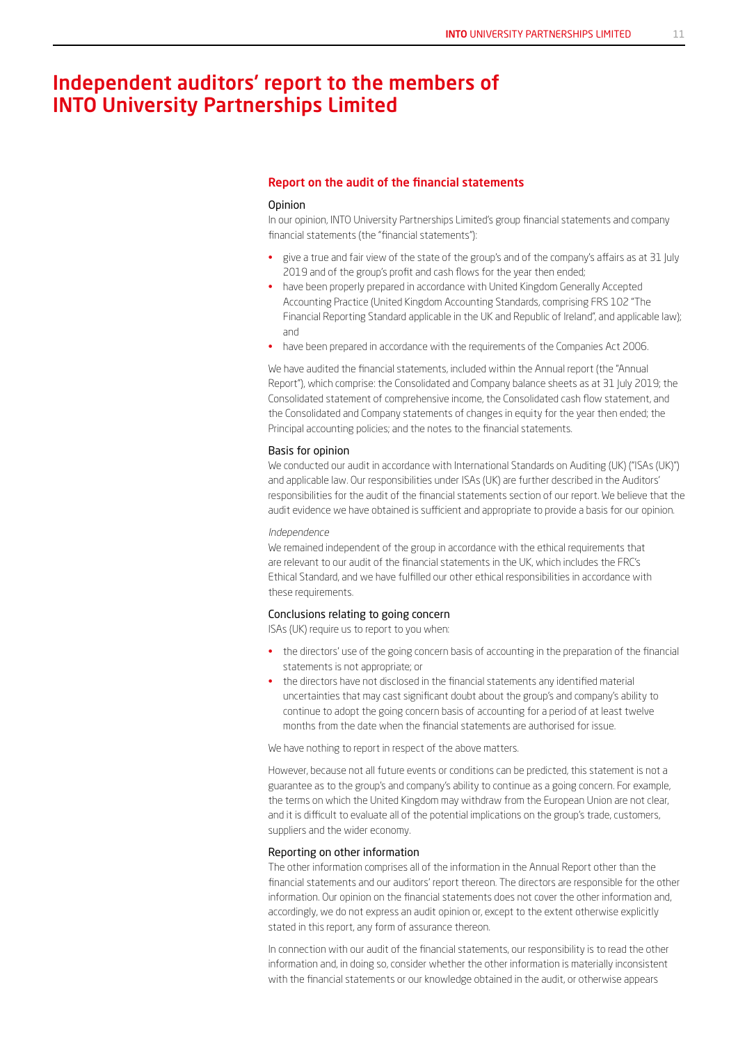# Independent auditors' report to the members of INTO University Partnerships Limited

## Report on the audit of the financial statements

### Opinion

In our opinion, INTO University Partnerships Limited's group financial statements and company financial statements (the "financial statements"):

- give a true and fair view of the state of the group's and of the company's affairs as at 31 July 2019 and of the group's profit and cash flows for the year then ended;
- have been properly prepared in accordance with United Kingdom Generally Accepted Accounting Practice (United Kingdom Accounting Standards, comprising FRS 102 "The Financial Reporting Standard applicable in the UK and Republic of Ireland", and applicable law); and
- have been prepared in accordance with the requirements of the Companies Act 2006.

We have audited the financial statements, included within the Annual report (the "Annual Report"), which comprise: the Consolidated and Company balance sheets as at 31 July 2019; the Consolidated statement of comprehensive income, the Consolidated cash flow statement, and the Consolidated and Company statements of changes in equity for the year then ended; the Principal accounting policies; and the notes to the financial statements.

### Basis for opinion

We conducted our audit in accordance with International Standards on Auditing (UK) ("ISAs (UK)") and applicable law. Our responsibilities under ISAs (UK) are further described in the Auditors' responsibilities for the audit of the financial statements section of our report. We believe that the audit evidence we have obtained is sufficient and appropriate to provide a basis for our opinion.

*Independence*

We remained independent of the group in accordance with the ethical requirements that are relevant to our audit of the financial statements in the UK, which includes the FRC's Ethical Standard, and we have fulfilled our other ethical responsibilities in accordance with these requirements.

### Conclusions relating to going concern

ISAs (UK) require us to report to you when:

- the directors' use of the going concern basis of accounting in the preparation of the financial statements is not appropriate; or
- the directors have not disclosed in the financial statements any identified material uncertainties that may cast significant doubt about the group's and company's ability to continue to adopt the going concern basis of accounting for a period of at least twelve months from the date when the financial statements are authorised for issue.

We have nothing to report in respect of the above matters.

However, because not all future events or conditions can be predicted, this statement is not a guarantee as to the group's and company's ability to continue as a going concern. For example, the terms on which the United Kingdom may withdraw from the European Union are not clear, and it is difficult to evaluate all of the potential implications on the group's trade, customers, suppliers and the wider economy.

### Reporting on other information

The other information comprises all of the information in the Annual Report other than the financial statements and our auditors' report thereon. The directors are responsible for the other information. Our opinion on the financial statements does not cover the other information and, accordingly, we do not express an audit opinion or, except to the extent otherwise explicitly stated in this report, any form of assurance thereon.

In connection with our audit of the financial statements, our responsibility is to read the other information and, in doing so, consider whether the other information is materially inconsistent with the financial statements or our knowledge obtained in the audit, or otherwise appears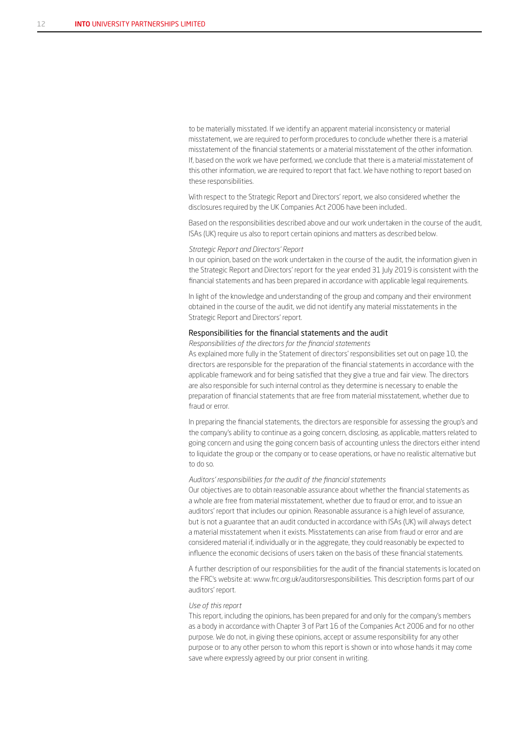to be materially misstated. If we identify an apparent material inconsistency or material misstatement, we are required to perform procedures to conclude whether there is a material misstatement of the financial statements or a material misstatement of the other information. If, based on the work we have performed, we conclude that there is a material misstatement of this other information, we are required to report that fact. We have nothing to report based on these responsibilities.

With respect to the Strategic Report and Directors' report, we also considered whether the disclosures required by the UK Companies Act 2006 have been included..

Based on the responsibilities described above and our work undertaken in the course of the audit, ISAs (UK) require us also to report certain opinions and matters as described below.

*Strategic Report and Directors' Report*

In our opinion, based on the work undertaken in the course of the audit, the information given in the Strategic Report and Directors' report for the year ended 31 July 2019 is consistent with the financial statements and has been prepared in accordance with applicable legal requirements.

In light of the knowledge and understanding of the group and company and their environment obtained in the course of the audit, we did not identify any material misstatements in the Strategic Report and Directors' report.

## Responsibilities for the financial statements and the audit

*Responsibilities of the directors for the financial statements*

As explained more fully in the Statement of directors' responsibilities set out on page 10, the directors are responsible for the preparation of the financial statements in accordance with the applicable framework and for being satisfied that they give a true and fair view. The directors are also responsible for such internal control as they determine is necessary to enable the preparation of financial statements that are free from material misstatement, whether due to fraud or error.

In preparing the financial statements, the directors are responsible for assessing the group's and the company's ability to continue as a going concern, disclosing, as applicable, matters related to going concern and using the going concern basis of accounting unless the directors either intend to liquidate the group or the company or to cease operations, or have no realistic alternative but to do so.

*Auditors' responsibilities for the audit of the financial statements*

Our objectives are to obtain reasonable assurance about whether the financial statements as a whole are free from material misstatement, whether due to fraud or error, and to issue an auditors' report that includes our opinion. Reasonable assurance is a high level of assurance, but is not a guarantee that an audit conducted in accordance with ISAs (UK) will always detect a material misstatement when it exists. Misstatements can arise from fraud or error and are considered material if, individually or in the aggregate, they could reasonably be expected to influence the economic decisions of users taken on the basis of these financial statements.

A further description of our responsibilities for the audit of the financial statements is located on the FRC's website at: www.frc.org.uk/auditorsresponsibilities. This description forms part of our auditors' report.

*Use of this report*

This report, including the opinions, has been prepared for and only for the company's members as a body in accordance with Chapter 3 of Part 16 of the Companies Act 2006 and for no other purpose. We do not, in giving these opinions, accept or assume responsibility for any other purpose or to any other person to whom this report is shown or into whose hands it may come save where expressly agreed by our prior consent in writing.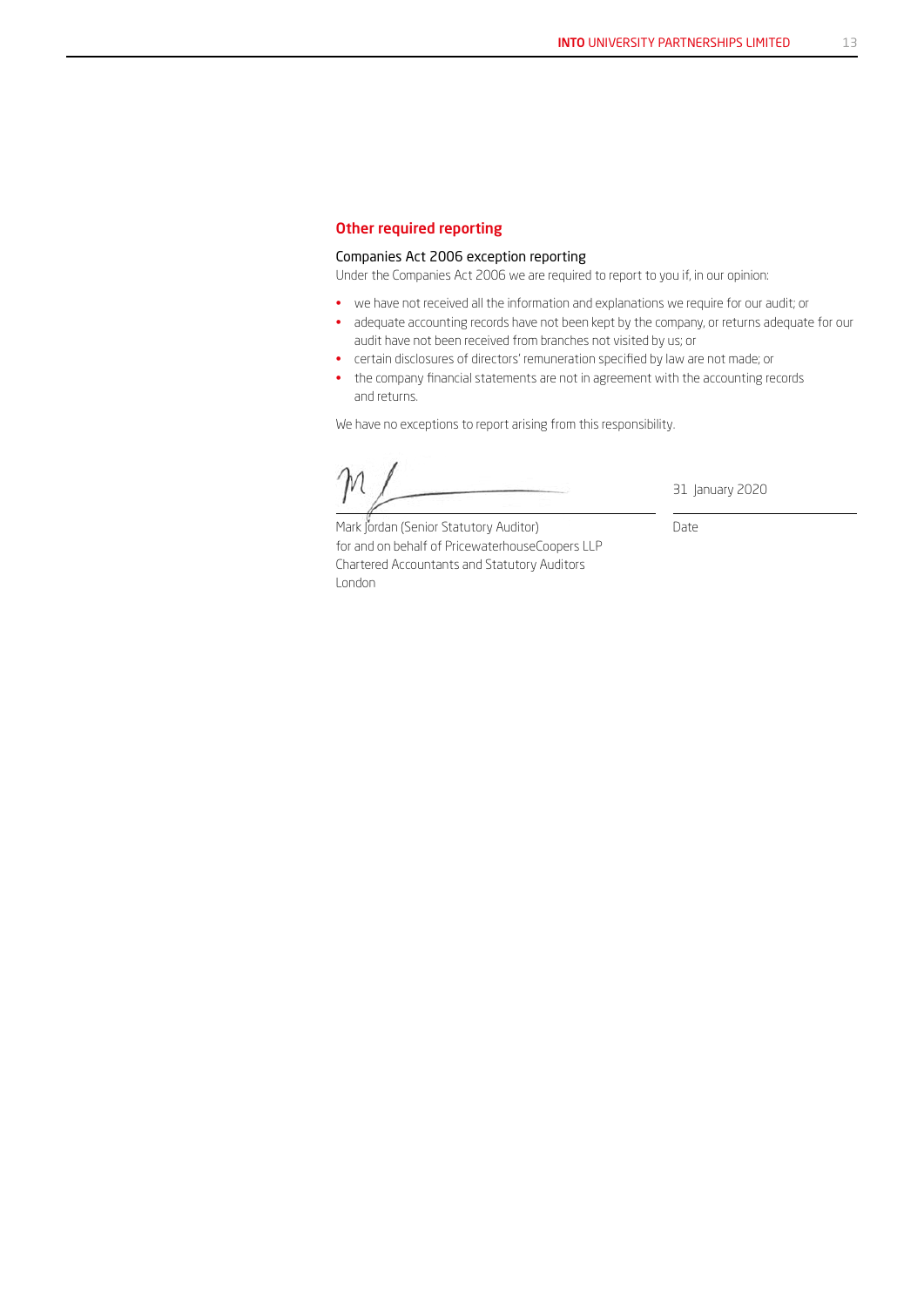## Other required reporting

### Companies Act 2006 exception reporting

Under the Companies Act 2006 we are required to report to you if, in our opinion:

- we have not received all the information and explanations we require for our audit; or
- adequate accounting records have not been kept by the company, or returns adequate for our audit have not been received from branches not visited by us; or
- certain disclosures of directors' remuneration specified by law are not made; or
- the company financial statements are not in agreement with the accounting records and returns.

We have no exceptions to report arising from this responsibility.

Mark Jordan (Senior Statutory Auditor)
for and on behalf of PricewaterhouseCoopers LLP
Chartered Accountants and Statutory Auditors
London

31 January 2020

Date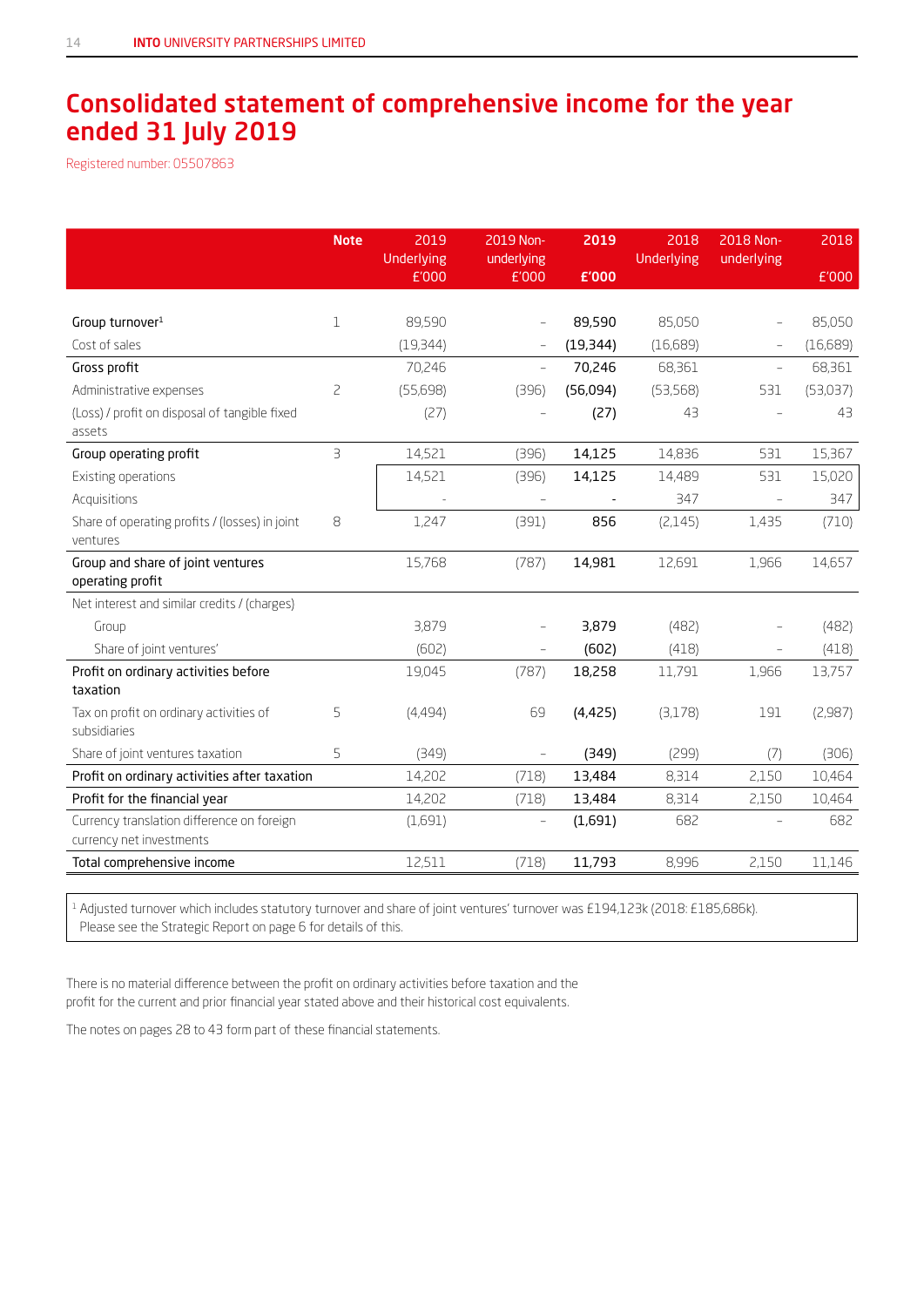# Consolidated statement of comprehensive income for the year ended 31 July 2019

Registered number: 05507863

| | Note | 2019 Underlying £'000 | 2019 Non-underlying £'000 | **2019 £'000** | 2018 Underlying | 2018 Non-underlying | 2018 £'000 |
|---|---|---|---|---|---|---|---|
| Group turnover[1] | 1 | 89,590 | – | **89,590** | 85,050 | – | 85,050 |
| Cost of sales | | (19,344) | – | **(19,344)** | (16,689) | – | (16,689) |
| Gross profit | | 70,246 | – | **70,246** | 68,361 | – | 68,361 |
| Administrative expenses | 2 | (55,698) | (396) | **(56,094)** | (53,568) | 531 | (53,037) |
| (Loss) / profit on disposal of tangible fixed assets | | (27) | – | **(27)** | 43 | – | 43 |
| Group operating profit | 3 | 14,521 | (396) | **14,125** | 14,836 | 531 | 15,367 |
| Existing operations | | 14,521 | (396) | **14,125** | 14,489 | 531 | 15,020 |
| Acquisitions | | - | – | **-** | 347 | – | 347 |
| Share of operating profits / (losses) in joint ventures | 8 | 1,247 | (391) | **856** | (2,145) | 1,435 | (710) |
| Group and share of joint ventures operating profit | | 15,768 | (787) | **14,981** | 12,691 | 1,966 | 14,657 |
| Net interest and similar credits / (charges) | | | | | | | |
| Group | | 3,879 | – | **3,879** | (482) | – | (482) |
| Share of joint ventures' | | (602) | – | **(602)** | (418) | – | (418) |
| Profit on ordinary activities before taxation | | 19,045 | (787) | **18,258** | 11,791 | 1,966 | 13,757 |
| Tax on profit on ordinary activities of subsidiaries | 5 | (4,494) | 69 | **(4,425)** | (3,178) | 191 | (2,987) |
| Share of joint ventures taxation | 5 | (349) | – | **(349)** | (299) | (7) | (306) |
| Profit on ordinary activities after taxation | | 14,202 | (718) | **13,484** | 8,314 | 2,150 | 10,464 |
| Profit for the financial year | | 14,202 | (718) | **13,484** | 8,314 | 2,150 | 10,464 |
| Currency translation difference on foreign currency net investments | | (1,691) | – | **(1,691)** | 682 | – | 682 |
| Total comprehensive income | | 12,511 | (718) | **11,793** | 8,996 | 2,150 | 11,146 |

[1] Adjusted turnover which includes statutory turnover and share of joint ventures' turnover was £194,123k (2018: £185,686k). Please see the Strategic Report on page 6 for details of this.

There is no material difference between the profit on ordinary activities before taxation and the profit for the current and prior financial year stated above and their historical cost equivalents.

The notes on pages 28 to 43 form part of these financial statements.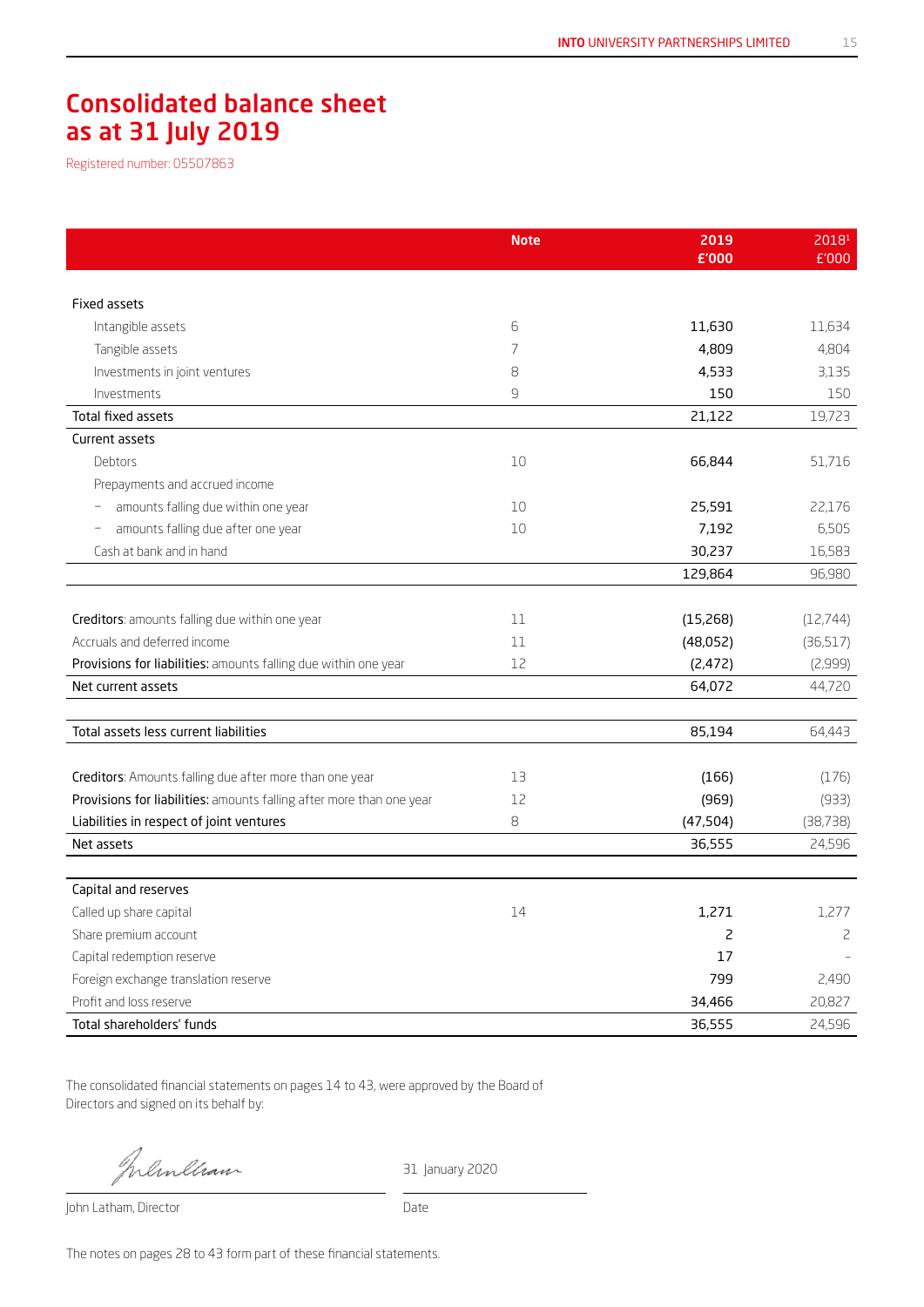# Consolidated balance sheet as at 31 July 2019

Registered number: 05507863

| | Note | 2019 £'000 | 2018[1] £'000 |
|---|---|---|---|
| **Fixed assets** | | | |
| Intangible assets | 6 | 11,630 | 11,634 |
| Tangible assets | 7 | 4,809 | 4,804 |
| Investments in joint ventures | 8 | 4,533 | 3,135 |
| Investments | 9 | 150 | 150 |
| **Total fixed assets** | | 21,122 | 19,723 |
| **Current assets** | | | |
| Debtors | 10 | 66,844 | 51,716 |
| Prepayments and accrued income | | | |
| – amounts falling due within one year | 10 | 25,591 | 22,176 |
| – amounts falling due after one year | 10 | 7,192 | 6,505 |
| Cash at bank and in hand | | 30,237 | 16,583 |
| | | 129,864 | 96,980 |
| **Creditors**: amounts falling due within one year | 11 | (15,268) | (12,744) |
| Accruals and deferred income | 11 | (48,052) | (36,517) |
| **Provisions for liabilities:** amounts falling due within one year | 12 | (2,472) | (2,999) |
| **Net current assets** | | 64,072 | 44,720 |
| **Total assets less current liabilities** | | 85,194 | 64,443 |
| **Creditors**: Amounts falling due after more than one year | 13 | (166) | (176) |
| **Provisions for liabilities:** amounts falling after more than one year | 12 | (969) | (933) |
| **Liabilities in respect of joint ventures** | 8 | (47,504) | (38,738) |
| **Net assets** | | 36,555 | 24,596 |
| **Capital and reserves** | | | |
| Called up share capital | 14 | 1,271 | 1,277 |
| Share premium account | | 2 | 2 |
| Capital redemption reserve | | 17 | – |
| Foreign exchange translation reserve | | 799 | 2,490 |
| Profit and loss reserve | | 34,466 | 20,827 |
| **Total shareholders' funds** | | 36,555 | 24,596 |

The consolidated financial statements on pages 14 to 43, were approved by the Board of Directors and signed on its behalf by:

John Latham, Director

Date: 31 January 2020

The notes on pages 28 to 43 form part of these financial statements.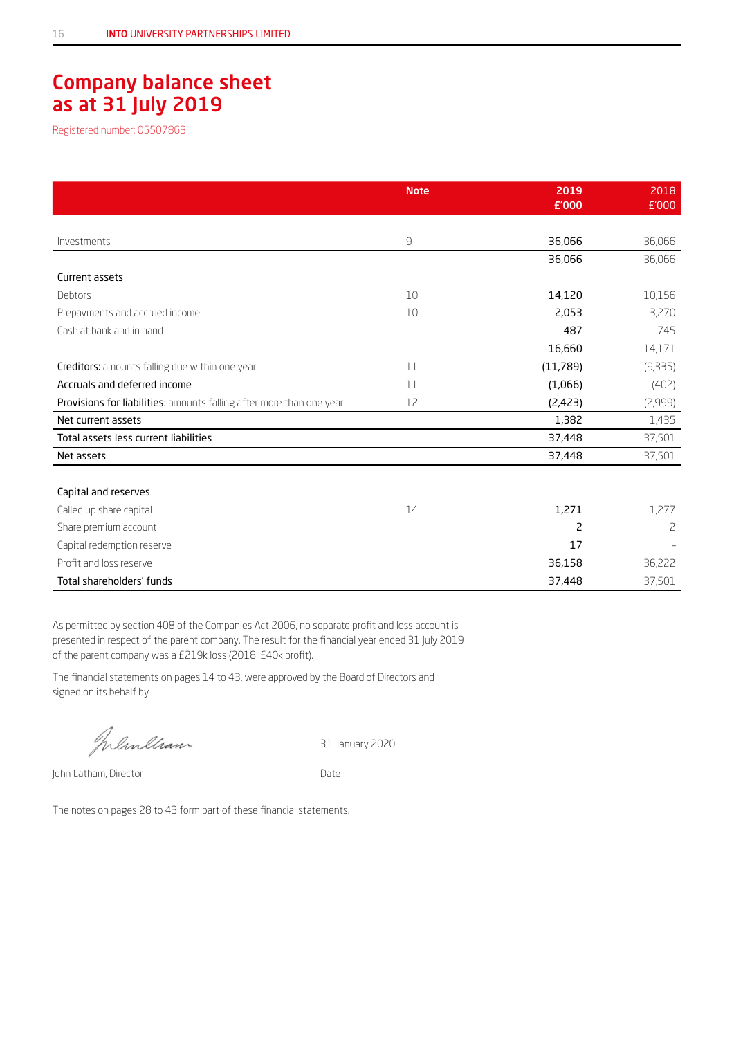# Company balance sheet as at 31 July 2019

Registered number: 05507863

| | Note | 2019 £'000 | 2018 £'000 |
|---|---|---|---|
| Investments | 9 | 36,066 | 36,066 |
| | | 36,066 | 36,066 |
| Current assets | | | |
| Debtors | 10 | 14,120 | 10,156 |
| Prepayments and accrued income | 10 | 2,053 | 3,270 |
| Cash at bank and in hand | | 487 | 745 |
| | | 16,660 | 14,171 |
| **Creditors:** amounts falling due within one year | 11 | (11,789) | (9,335) |
| Accruals and deferred income | 11 | (1,066) | (402) |
| **Provisions for liabilities:** amounts falling after more than one year | 12 | (2,423) | (2,999) |
| Net current assets | | 1,382 | 1,435 |
| Total assets less current liabilities | | 37,448 | 37,501 |
| Net assets | | 37,448 | 37,501 |
| Capital and reserves | | | |
| Called up share capital | 14 | 1,271 | 1,277 |
| Share premium account | | 2 | 2 |
| Capital redemption reserve | | 17 | – |
| Profit and loss reserve | | 36,158 | 36,222 |
| Total shareholders' funds | | 37,448 | 37,501 |

As permitted by section 408 of the Companies Act 2006, no separate profit and loss account is presented in respect of the parent company. The result for the financial year ended 31 July 2019 of the parent company was a £219k loss (2018: £40k profit).

The financial statements on pages 14 to 43, were approved by the Board of Directors and signed on its behalf by

John Latham, Director

31 January 2020

Date

The notes on pages 28 to 43 form part of these financial statements.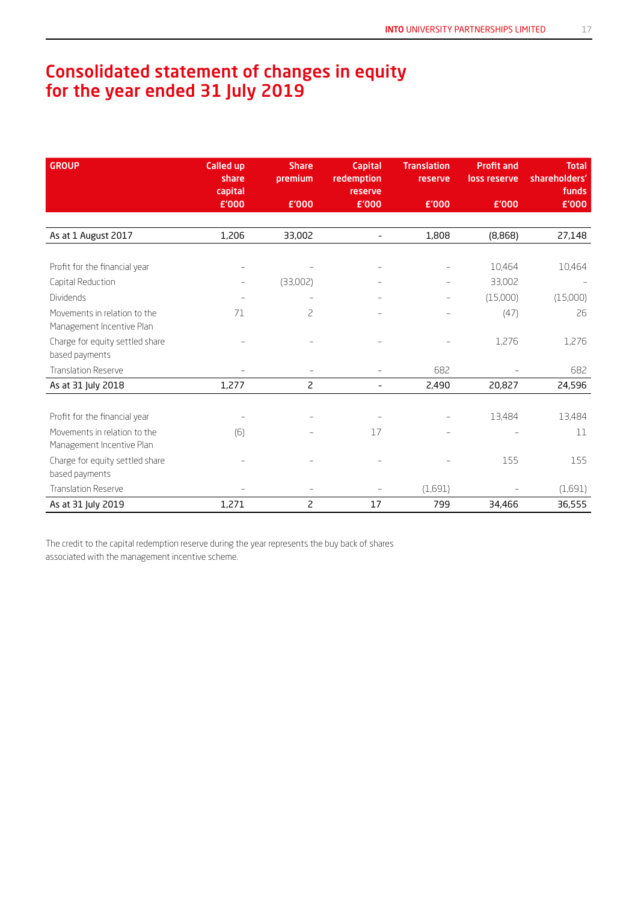# Consolidated statement of changes in equity for the year ended 31 July 2019

| GROUP | Called up share capital £'000 | Share premium £'000 | Capital redemption reserve £'000 | Translation reserve £'000 | Profit and loss reserve £'000 | Total shareholders' funds £'000 |
|---|---|---|---|---|---|---|
| **As at 1 August 2017** | **1,206** | **33,002** | **–** | **1,808** | **(8,868)** | **27,148** |
| Profit for the financial year | – | – | – | – | 10,464 | 10,464 |
| Capital Reduction | – | (33,002) | – | – | 33,002 | – |
| Dividends | – | – | – | – | (15,000) | (15,000) |
| Movements in relation to the Management Incentive Plan | 71 | 2 | – | – | (47) | 26 |
| Charge for equity settled share based payments | – | – | – | – | 1,276 | 1,276 |
| Translation Reserve | – | – | – | 682 | – | 682 |
| **As at 31 July 2018** | **1,277** | **2** | **–** | **2,490** | **20,827** | **24,596** |
| Profit for the financial year | – | – | – | – | 13,484 | 13,484 |
| Movements in relation to the Management Incentive Plan | (6) | – | 17 | – | – | 11 |
| Charge for equity settled share based payments | – | – | – | – | 155 | 155 |
| Translation Reserve | – | – | – | (1,691) | – | (1,691) |
| **As at 31 July 2019** | **1,271** | **2** | **17** | **799** | **34,466** | **36,555** |

The credit to the capital redemption reserve during the year represents the buy back of shares associated with the management incentive scheme.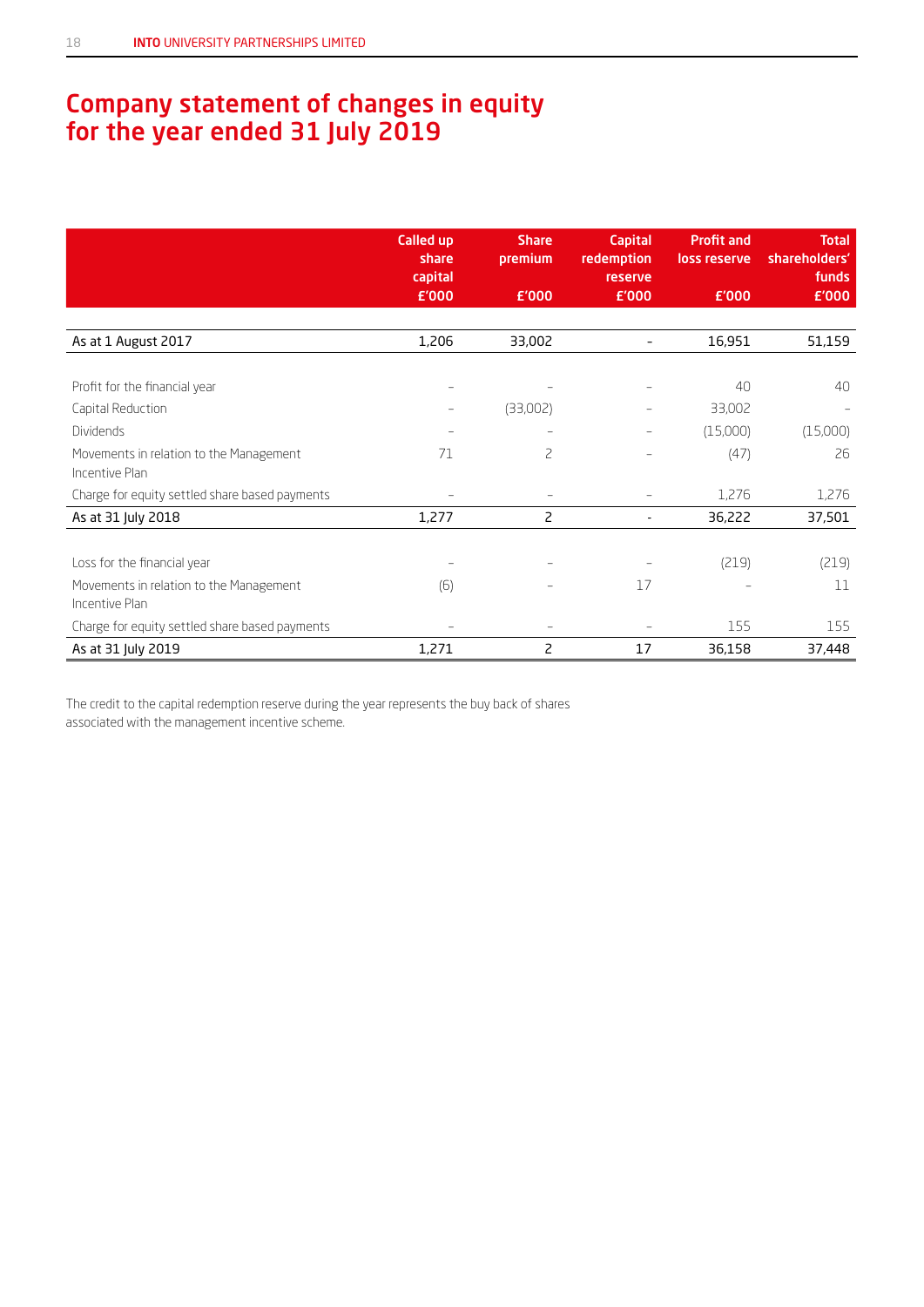# Company statement of changes in equity for the year ended 31 July 2019

| | Called up share capital £'000 | Share premium £'000 | Capital redemption reserve £'000 | Profit and loss reserve £'000 | Total shareholders' funds £'000 |
|---|---|---|---|---|---|
| As at 1 August 2017 | 1,206 | 33,002 | - | 16,951 | 51,159 |
| Profit for the financial year | – | – | – | 40 | 40 |
| Capital Reduction | – | (33,002) | – | 33,002 | – |
| Dividends | – | – | – | (15,000) | (15,000) |
| Movements in relation to the Management Incentive Plan | 71 | 2 | – | (47) | 26 |
| Charge for equity settled share based payments | – | – | – | 1,276 | 1,276 |
| As at 31 July 2018 | 1,277 | 2 | - | 36,222 | 37,501 |
| Loss for the financial year | – | – | – | (219) | (219) |
| Movements in relation to the Management Incentive Plan | (6) | – | 17 | – | 11 |
| Charge for equity settled share based payments | – | – | – | 155 | 155 |
| As at 31 July 2019 | 1,271 | 2 | 17 | 36,158 | 37,448 |

The credit to the capital redemption reserve during the year represents the buy back of shares associated with the management incentive scheme.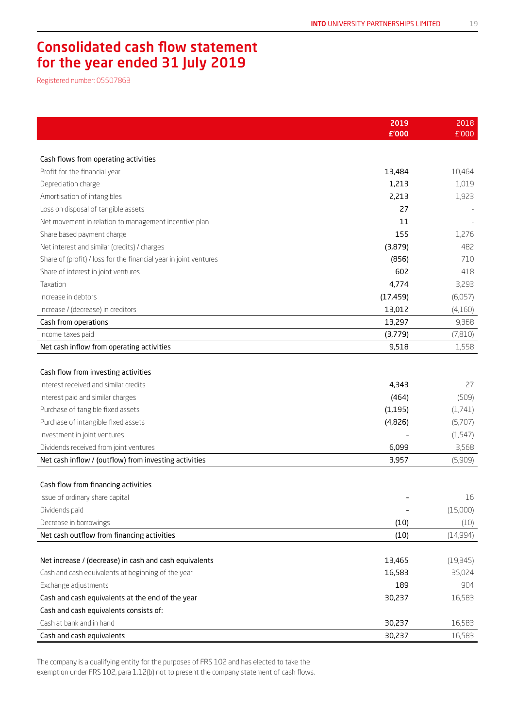# Consolidated cash flow statement for the year ended 31 July 2019

Registered number: 05507863

| | 2019 £'000 | 2018 £'000 |
|---|---|---|
| **Cash flows from operating activities** | | |
| Profit for the financial year | 13,484 | 10,464 |
| Depreciation charge | 1,213 | 1,019 |
| Amortisation of intangibles | 2,213 | 1,923 |
| Loss on disposal of tangible assets | 27 | - |
| Net movement in relation to management incentive plan | 11 | - |
| Share based payment charge | 155 | 1,276 |
| Net interest and similar (credits) / charges | (3,879) | 482 |
| Share of (profit) / loss for the financial year in joint ventures | (856) | 710 |
| Share of interest in joint ventures | 602 | 418 |
| Taxation | 4,774 | 3,293 |
| Increase in debtors | (17,459) | (6,057) |
| Increase / (decrease) in creditors | 13,012 | (4,160) |
| Cash from operations | 13,297 | 9,368 |
| Income taxes paid | (3,779) | (7,810) |
| Net cash inflow from operating activities | 9,518 | 1,558 |
| **Cash flow from investing activities** | | |
| Interest received and similar credits | 4,343 | 27 |
| Interest paid and similar charges | (464) | (509) |
| Purchase of tangible fixed assets | (1,195) | (1,741) |
| Purchase of intangible fixed assets | (4,826) | (5,707) |
| Investment in joint ventures | - | (1,547) |
| Dividends received from joint ventures | 6,099 | 3,568 |
| Net cash inflow / (outflow) from investing activities | 3,957 | (5,909) |
| **Cash flow from financing activities** | | |
| Issue of ordinary share capital | - | 16 |
| Dividends paid | - | (15,000) |
| Decrease in borrowings | (10) | (10) |
| Net cash outflow from financing activities | (10) | (14,994) |
| Net increase / (decrease) in cash and cash equivalents | 13,465 | (19,345) |
| Cash and cash equivalents at beginning of the year | 16,583 | 35,024 |
| Exchange adjustments | 189 | 904 |
| Cash and cash equivalents at the end of the year | 30,237 | 16,583 |
| Cash and cash equivalents consists of: | | |
| Cash at bank and in hand | 30,237 | 16,583 |
| Cash and cash equivalents | 30,237 | 16,583 |

The company is a qualifying entity for the purposes of FRS 102 and has elected to take the exemption under FRS 102, para 1.12(b) not to present the company statement of cash flows.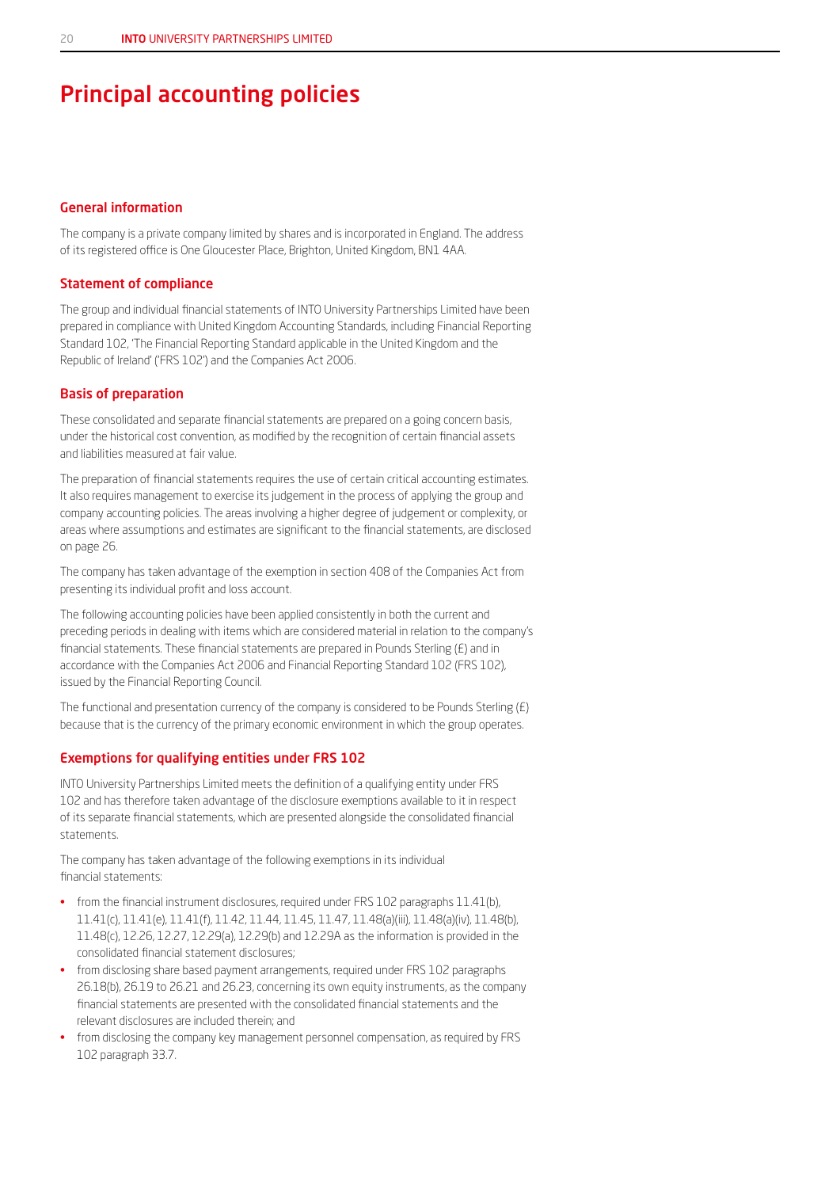# Principal accounting policies

## General information

The company is a private company limited by shares and is incorporated in England. The address of its registered office is One Gloucester Place, Brighton, United Kingdom, BN1 4AA.

## Statement of compliance

The group and individual financial statements of INTO University Partnerships Limited have been prepared in compliance with United Kingdom Accounting Standards, including Financial Reporting Standard 102, 'The Financial Reporting Standard applicable in the United Kingdom and the Republic of Ireland' ('FRS 102') and the Companies Act 2006.

## Basis of preparation

These consolidated and separate financial statements are prepared on a going concern basis, under the historical cost convention, as modified by the recognition of certain financial assets and liabilities measured at fair value.

The preparation of financial statements requires the use of certain critical accounting estimates. It also requires management to exercise its judgement in the process of applying the group and company accounting policies. The areas involving a higher degree of judgement or complexity, or areas where assumptions and estimates are significant to the financial statements, are disclosed on page 26.

The company has taken advantage of the exemption in section 408 of the Companies Act from presenting its individual profit and loss account.

The following accounting policies have been applied consistently in both the current and preceding periods in dealing with items which are considered material in relation to the company's financial statements. These financial statements are prepared in Pounds Sterling (£) and in accordance with the Companies Act 2006 and Financial Reporting Standard 102 (FRS 102), issued by the Financial Reporting Council.

The functional and presentation currency of the company is considered to be Pounds Sterling (£) because that is the currency of the primary economic environment in which the group operates.

## Exemptions for qualifying entities under FRS 102

INTO University Partnerships Limited meets the definition of a qualifying entity under FRS 102 and has therefore taken advantage of the disclosure exemptions available to it in respect of its separate financial statements, which are presented alongside the consolidated financial statements.

The company has taken advantage of the following exemptions in its individual financial statements:

- from the financial instrument disclosures, required under FRS 102 paragraphs 11.41(b), 11.41(c), 11.41(e), 11.41(f), 11.42, 11.44, 11.45, 11.47, 11.48(a)(iii), 11.48(a)(iv), 11.48(b), 11.48(c), 12.26, 12.27, 12.29(a), 12.29(b) and 12.29A as the information is provided in the consolidated financial statement disclosures;
- from disclosing share based payment arrangements, required under FRS 102 paragraphs 26.18(b), 26.19 to 26.21 and 26.23, concerning its own equity instruments, as the company financial statements are presented with the consolidated financial statements and the relevant disclosures are included therein; and
- from disclosing the company key management personnel compensation, as required by FRS 102 paragraph 33.7.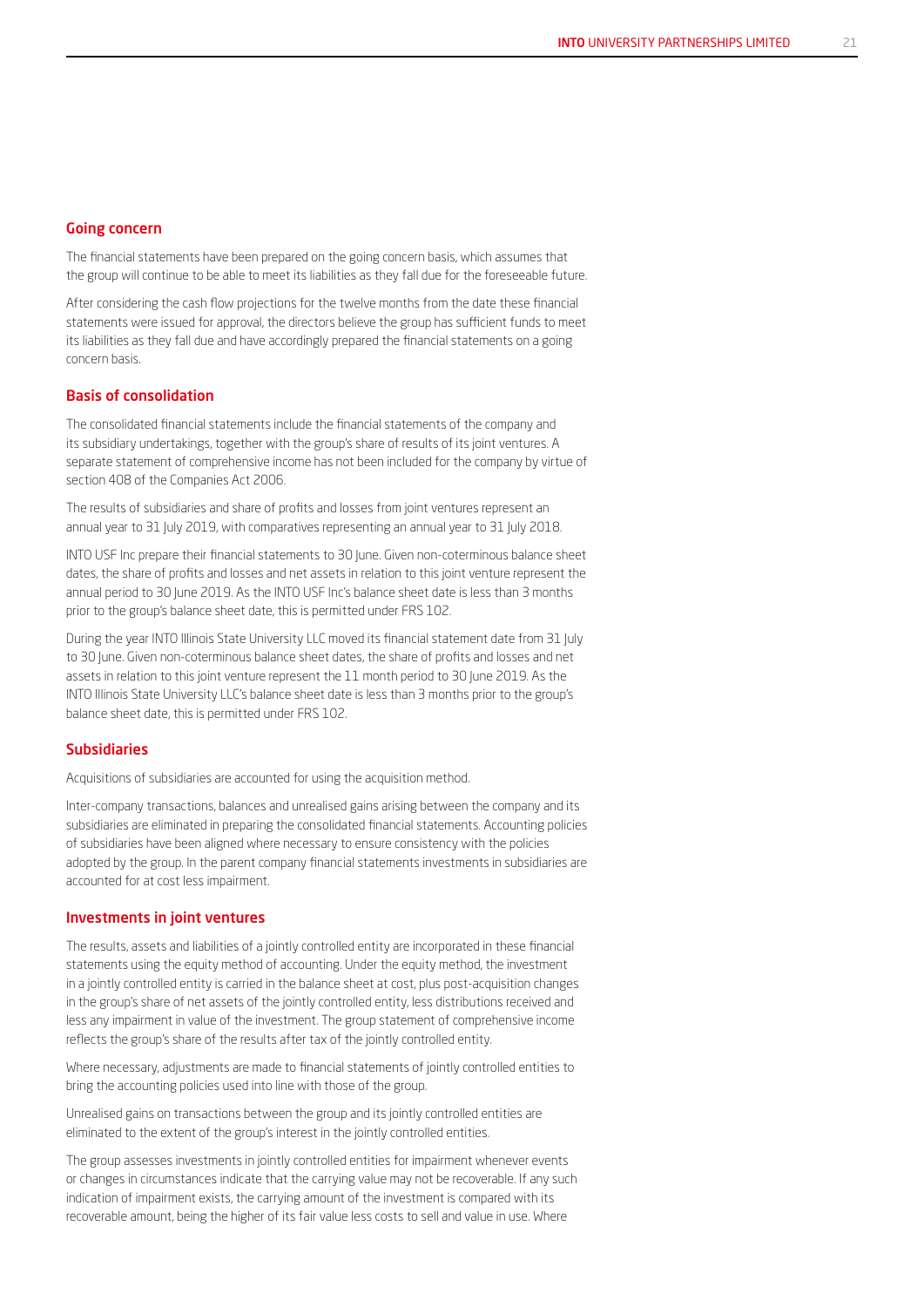## Going concern

The financial statements have been prepared on the going concern basis, which assumes that the group will continue to be able to meet its liabilities as they fall due for the foreseeable future.

After considering the cash flow projections for the twelve months from the date these financial statements were issued for approval, the directors believe the group has sufficient funds to meet its liabilities as they fall due and have accordingly prepared the financial statements on a going concern basis.

## Basis of consolidation

The consolidated financial statements include the financial statements of the company and its subsidiary undertakings, together with the group's share of results of its joint ventures. A separate statement of comprehensive income has not been included for the company by virtue of section 408 of the Companies Act 2006.

The results of subsidiaries and share of profits and losses from joint ventures represent an annual year to 31 July 2019, with comparatives representing an annual year to 31 July 2018.

INTO USF Inc prepare their financial statements to 30 June. Given non-coterminous balance sheet dates, the share of profits and losses and net assets in relation to this joint venture represent the annual period to 30 June 2019. As the INTO USF Inc's balance sheet date is less than 3 months prior to the group's balance sheet date, this is permitted under FRS 102.

During the year INTO Illinois State University LLC moved its financial statement date from 31 July to 30 June. Given non-coterminous balance sheet dates, the share of profits and losses and net assets in relation to this joint venture represent the 11 month period to 30 June 2019. As the INTO Illinois State University LLC's balance sheet date is less than 3 months prior to the group's balance sheet date, this is permitted under FRS 102.

## Subsidiaries

Acquisitions of subsidiaries are accounted for using the acquisition method.

Inter-company transactions, balances and unrealised gains arising between the company and its subsidiaries are eliminated in preparing the consolidated financial statements. Accounting policies of subsidiaries have been aligned where necessary to ensure consistency with the policies adopted by the group. In the parent company financial statements investments in subsidiaries are accounted for at cost less impairment.

## Investments in joint ventures

The results, assets and liabilities of a jointly controlled entity are incorporated in these financial statements using the equity method of accounting. Under the equity method, the investment in a jointly controlled entity is carried in the balance sheet at cost, plus post-acquisition changes in the group's share of net assets of the jointly controlled entity, less distributions received and less any impairment in value of the investment. The group statement of comprehensive income reflects the group's share of the results after tax of the jointly controlled entity.

Where necessary, adjustments are made to financial statements of jointly controlled entities to bring the accounting policies used into line with those of the group.

Unrealised gains on transactions between the group and its jointly controlled entities are eliminated to the extent of the group's interest in the jointly controlled entities.

The group assesses investments in jointly controlled entities for impairment whenever events or changes in circumstances indicate that the carrying value may not be recoverable. If any such indication of impairment exists, the carrying amount of the investment is compared with its recoverable amount, being the higher of its fair value less costs to sell and value in use. Where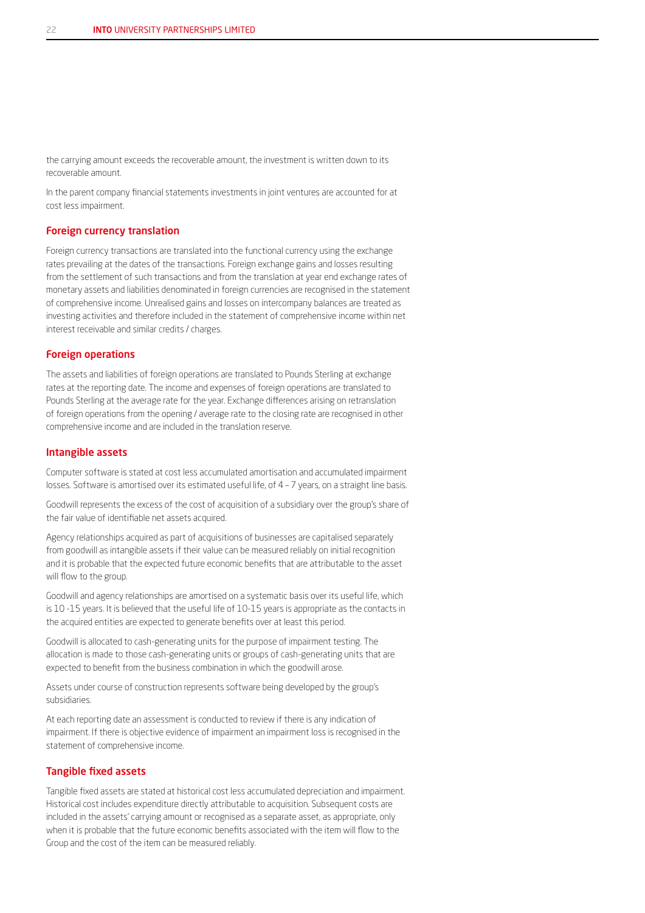the carrying amount exceeds the recoverable amount, the investment is written down to its recoverable amount.

In the parent company financial statements investments in joint ventures are accounted for at cost less impairment.

## Foreign currency translation

Foreign currency transactions are translated into the functional currency using the exchange rates prevailing at the dates of the transactions. Foreign exchange gains and losses resulting from the settlement of such transactions and from the translation at year end exchange rates of monetary assets and liabilities denominated in foreign currencies are recognised in the statement of comprehensive income. Unrealised gains and losses on intercompany balances are treated as investing activities and therefore included in the statement of comprehensive income within net interest receivable and similar credits / charges.

## Foreign operations

The assets and liabilities of foreign operations are translated to Pounds Sterling at exchange rates at the reporting date. The income and expenses of foreign operations are translated to Pounds Sterling at the average rate for the year. Exchange differences arising on retranslation of foreign operations from the opening / average rate to the closing rate are recognised in other comprehensive income and are included in the translation reserve.

## Intangible assets

Computer software is stated at cost less accumulated amortisation and accumulated impairment losses. Software is amortised over its estimated useful life, of 4 – 7 years, on a straight line basis.

Goodwill represents the excess of the cost of acquisition of a subsidiary over the group's share of the fair value of identifiable net assets acquired.

Agency relationships acquired as part of acquisitions of businesses are capitalised separately from goodwill as intangible assets if their value can be measured reliably on initial recognition and it is probable that the expected future economic benefits that are attributable to the asset will flow to the group.

Goodwill and agency relationships are amortised on a systematic basis over its useful life, which is 10 -15 years. It is believed that the useful life of 10-15 years is appropriate as the contacts in the acquired entities are expected to generate benefits over at least this period.

Goodwill is allocated to cash-generating units for the purpose of impairment testing. The allocation is made to those cash-generating units or groups of cash-generating units that are expected to benefit from the business combination in which the goodwill arose.

Assets under course of construction represents software being developed by the group's subsidiaries.

At each reporting date an assessment is conducted to review if there is any indication of impairment. If there is objective evidence of impairment an impairment loss is recognised in the statement of comprehensive income.

## Tangible fixed assets

Tangible fixed assets are stated at historical cost less accumulated depreciation and impairment. Historical cost includes expenditure directly attributable to acquisition. Subsequent costs are included in the assets' carrying amount or recognised as a separate asset, as appropriate, only when it is probable that the future economic benefits associated with the item will flow to the Group and the cost of the item can be measured reliably.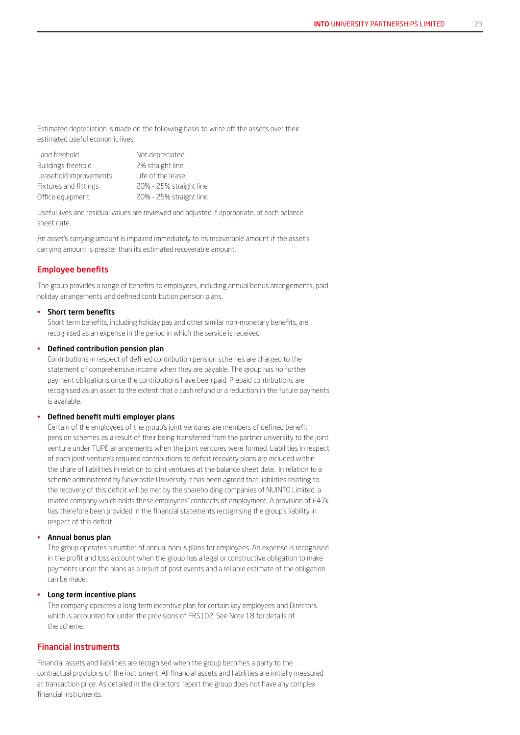Estimated depreciation is made on the following basis to write off the assets over their estimated useful economic lives:

| | |
|---|---|
| Land freehold | Not depreciated |
| Buildings freehold | 2% straight line |
| Leasehold improvements | Life of the lease |
| Fixtures and fittings | 20% - 25% straight line |
| Office equipment | 20% - 25% straight line |

Useful lives and residual values are reviewed and adjusted if appropriate, at each balance sheet date.

An asset's carrying amount is impaired immediately to its recoverable amount if the asset's carrying amount is greater than its estimated recoverable amount.

## Employee benefits

The group provides a range of benefits to employees, including annual bonus arrangements, paid holiday arrangements and defined contribution pension plans.

- **Short term benefits**
  Short term benefits, including holiday pay and other similar non-monetary benefits, are recognised as an expense in the period in which the service is received.

- **Defined contribution pension plan**
  Contributions in respect of defined contribution pension schemes are charged to the statement of comprehensive income when they are payable. The group has no further payment obligations once the contributions have been paid. Prepaid contributions are recognised as an asset to the extent that a cash refund or a reduction in the future payments is available.

- **Defined benefit multi employer plans**
  Certain of the employees of the group's joint ventures are members of defined benefit pension schemes as a result of their being transferred from the partner university to the joint venture under TUPE arrangements when the joint ventures were formed. Liabilities in respect of each joint venture's required contributions to deficit recovery plans are included within the share of liabilities in relation to joint ventures at the balance sheet date. In relation to a scheme administered by Newcastle University it has been agreed that liabilities relating to the recovery of this deficit will be met by the shareholding companies of NUINTO Limited, a related company which holds these employees' contracts of employment. A provision of £47k has therefore been provided in the financial statements recognising the group's liability in respect of this deficit.

- **Annual bonus plan**
  The group operates a number of annual bonus plans for employees. An expense is recognised in the profit and loss account when the group has a legal or constructive obligation to make payments under the plans as a result of past events and a reliable estimate of the obligation can be made.

- **Long term incentive plans**
  The company operates a long term incentive plan for certain key employees and Directors which is accounted for under the provisions of FRS102. See Note 18 for details of the scheme.

## Financial instruments

Financial assets and liabilities are recognised when the group becomes a party to the contractual provisions of the instrument. All financial assets and liabilities are initially measured at transaction price. As detailed in the directors' report the group does not have any complex financial instruments.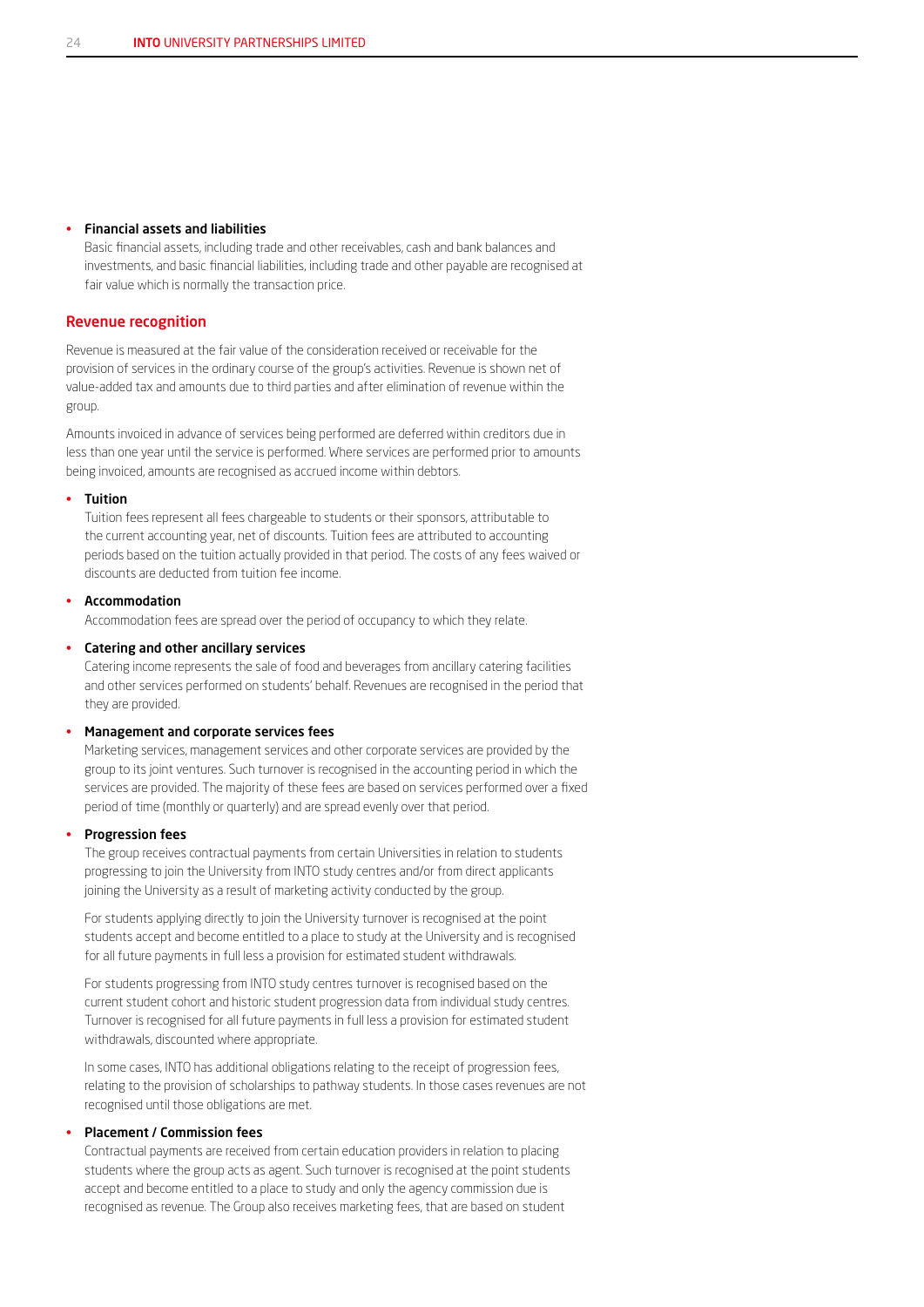- **Financial assets and liabilities**
  Basic financial assets, including trade and other receivables, cash and bank balances and investments, and basic financial liabilities, including trade and other payable are recognised at fair value which is normally the transaction price.

## Revenue recognition

Revenue is measured at the fair value of the consideration received or receivable for the provision of services in the ordinary course of the group's activities. Revenue is shown net of value-added tax and amounts due to third parties and after elimination of revenue within the group.

Amounts invoiced in advance of services being performed are deferred within creditors due in less than one year until the service is performed. Where services are performed prior to amounts being invoiced, amounts are recognised as accrued income within debtors.

- **Tuition**
  Tuition fees represent all fees chargeable to students or their sponsors, attributable to the current accounting year, net of discounts. Tuition fees are attributed to accounting periods based on the tuition actually provided in that period. The costs of any fees waived or discounts are deducted from tuition fee income.

- **Accommodation**
  Accommodation fees are spread over the period of occupancy to which they relate.

- **Catering and other ancillary services**
  Catering income represents the sale of food and beverages from ancillary catering facilities and other services performed on students' behalf. Revenues are recognised in the period that they are provided.

- **Management and corporate services fees**
  Marketing services, management services and other corporate services are provided by the group to its joint ventures. Such turnover is recognised in the accounting period in which the services are provided. The majority of these fees are based on services performed over a fixed period of time (monthly or quarterly) and are spread evenly over that period.

- **Progression fees**
  The group receives contractual payments from certain Universities in relation to students progressing to join the University from INTO study centres and/or from direct applicants joining the University as a result of marketing activity conducted by the group.

  For students applying directly to join the University turnover is recognised at the point students accept and become entitled to a place to study at the University and is recognised for all future payments in full less a provision for estimated student withdrawals.

  For students progressing from INTO study centres turnover is recognised based on the current student cohort and historic student progression data from individual study centres. Turnover is recognised for all future payments in full less a provision for estimated student withdrawals, discounted where appropriate.

  In some cases, INTO has additional obligations relating to the receipt of progression fees, relating to the provision of scholarships to pathway students. In those cases revenues are not recognised until those obligations are met.

- **Placement / Commission fees**
  Contractual payments are received from certain education providers in relation to placing students where the group acts as agent. Such turnover is recognised at the point students accept and become entitled to a place to study and only the agency commission due is recognised as revenue. The Group also receives marketing fees, that are based on student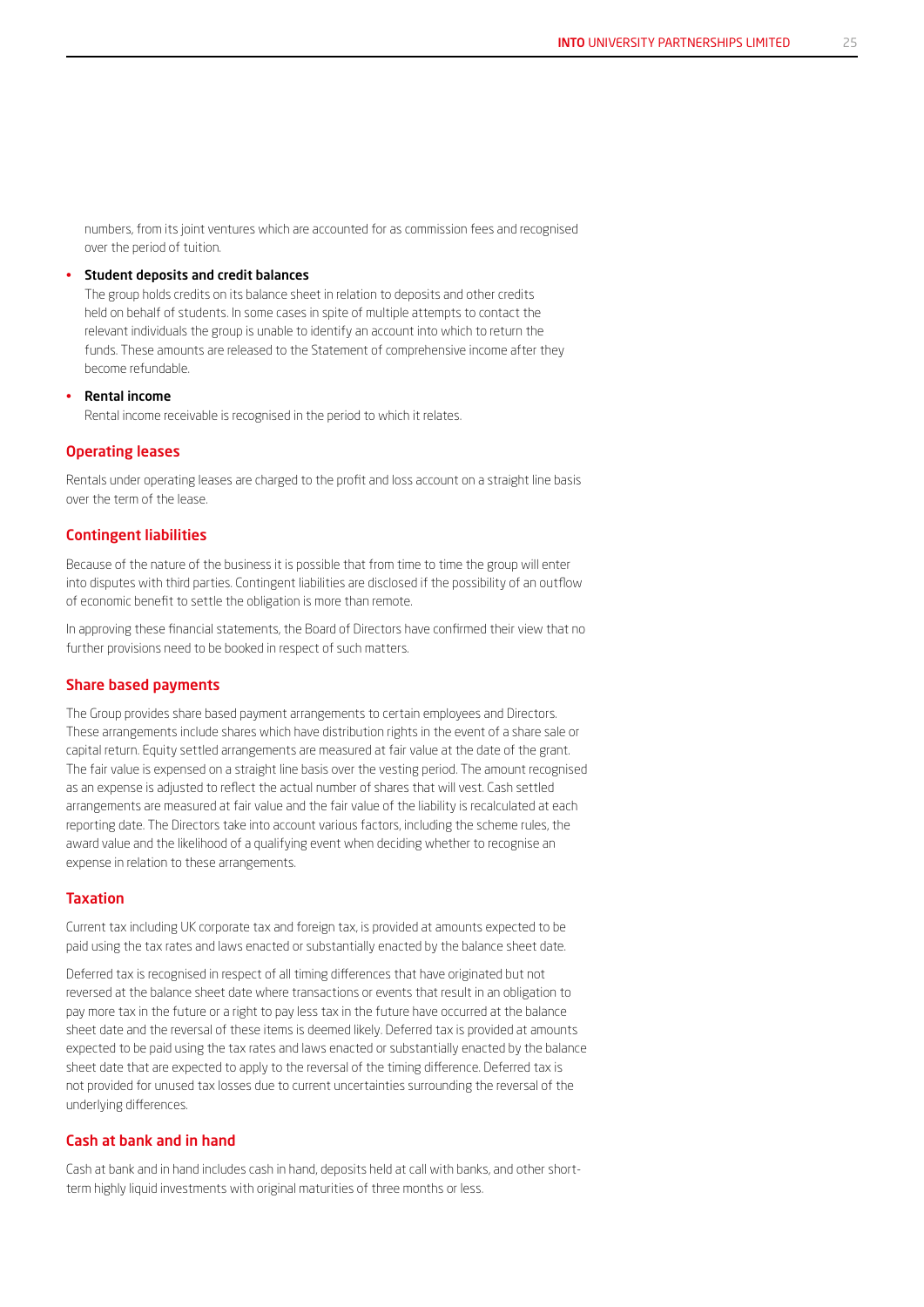numbers, from its joint ventures which are accounted for as commission fees and recognised over the period of tuition.

- **Student deposits and credit balances**
  The group holds credits on its balance sheet in relation to deposits and other credits held on behalf of students. In some cases in spite of multiple attempts to contact the relevant individuals the group is unable to identify an account into which to return the funds. These amounts are released to the Statement of comprehensive income after they become refundable.

- **Rental income**
  Rental income receivable is recognised in the period to which it relates.

## Operating leases

Rentals under operating leases are charged to the profit and loss account on a straight line basis over the term of the lease.

## Contingent liabilities

Because of the nature of the business it is possible that from time to time the group will enter into disputes with third parties. Contingent liabilities are disclosed if the possibility of an outflow of economic benefit to settle the obligation is more than remote.

In approving these financial statements, the Board of Directors have confirmed their view that no further provisions need to be booked in respect of such matters.

## Share based payments

The Group provides share based payment arrangements to certain employees and Directors. These arrangements include shares which have distribution rights in the event of a share sale or capital return. Equity settled arrangements are measured at fair value at the date of the grant. The fair value is expensed on a straight line basis over the vesting period. The amount recognised as an expense is adjusted to reflect the actual number of shares that will vest. Cash settled arrangements are measured at fair value and the fair value of the liability is recalculated at each reporting date. The Directors take into account various factors, including the scheme rules, the award value and the likelihood of a qualifying event when deciding whether to recognise an expense in relation to these arrangements.

## Taxation

Current tax including UK corporate tax and foreign tax, is provided at amounts expected to be paid using the tax rates and laws enacted or substantially enacted by the balance sheet date.

Deferred tax is recognised in respect of all timing differences that have originated but not reversed at the balance sheet date where transactions or events that result in an obligation to pay more tax in the future or a right to pay less tax in the future have occurred at the balance sheet date and the reversal of these items is deemed likely. Deferred tax is provided at amounts expected to be paid using the tax rates and laws enacted or substantially enacted by the balance sheet date that are expected to apply to the reversal of the timing difference. Deferred tax is not provided for unused tax losses due to current uncertainties surrounding the reversal of the underlying differences.

## Cash at bank and in hand

Cash at bank and in hand includes cash in hand, deposits held at call with banks, and other short-term highly liquid investments with original maturities of three months or less.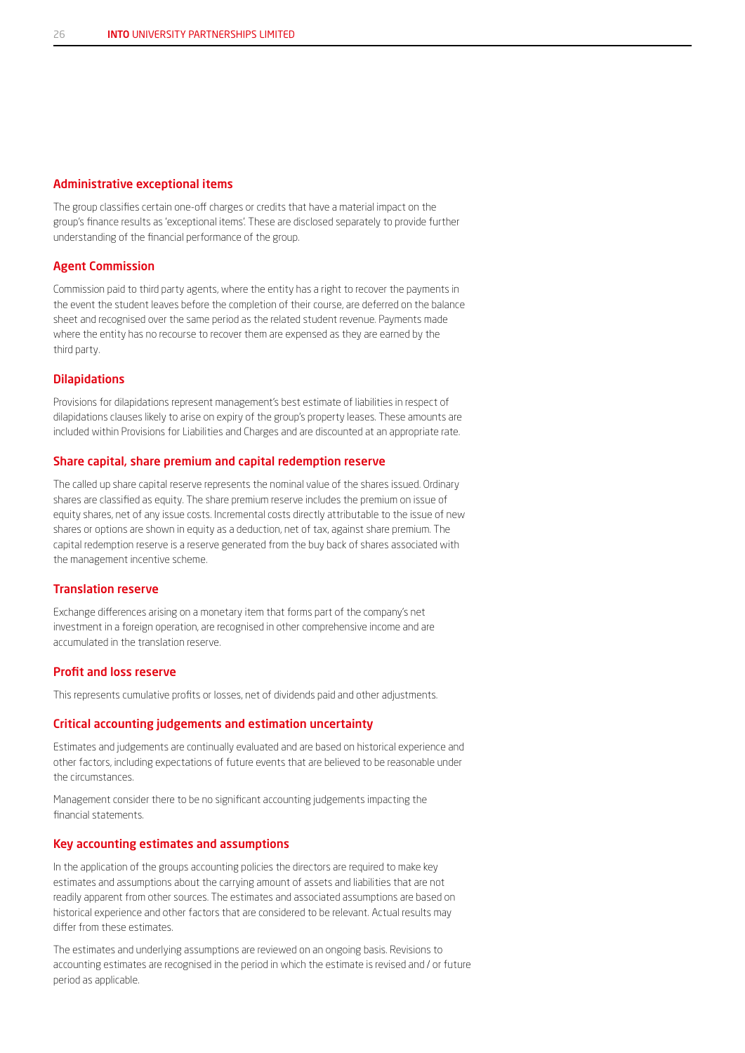### Administrative exceptional items

The group classifies certain one-off charges or credits that have a material impact on the group's finance results as 'exceptional items'. These are disclosed separately to provide further understanding of the financial performance of the group.

### Agent Commission

Commission paid to third party agents, where the entity has a right to recover the payments in the event the student leaves before the completion of their course, are deferred on the balance sheet and recognised over the same period as the related student revenue. Payments made where the entity has no recourse to recover them are expensed as they are earned by the third party.

### Dilapidations

Provisions for dilapidations represent management's best estimate of liabilities in respect of dilapidations clauses likely to arise on expiry of the group's property leases. These amounts are included within Provisions for Liabilities and Charges and are discounted at an appropriate rate.

### Share capital, share premium and capital redemption reserve

The called up share capital reserve represents the nominal value of the shares issued. Ordinary shares are classified as equity. The share premium reserve includes the premium on issue of equity shares, net of any issue costs. Incremental costs directly attributable to the issue of new shares or options are shown in equity as a deduction, net of tax, against share premium. The capital redemption reserve is a reserve generated from the buy back of shares associated with the management incentive scheme.

### Translation reserve

Exchange differences arising on a monetary item that forms part of the company's net investment in a foreign operation, are recognised in other comprehensive income and are accumulated in the translation reserve.

### Profit and loss reserve

This represents cumulative profits or losses, net of dividends paid and other adjustments.

### Critical accounting judgements and estimation uncertainty

Estimates and judgements are continually evaluated and are based on historical experience and other factors, including expectations of future events that are believed to be reasonable under the circumstances.

Management consider there to be no significant accounting judgements impacting the financial statements.

### Key accounting estimates and assumptions

In the application of the groups accounting policies the directors are required to make key estimates and assumptions about the carrying amount of assets and liabilities that are not readily apparent from other sources. The estimates and associated assumptions are based on historical experience and other factors that are considered to be relevant. Actual results may differ from these estimates.

The estimates and underlying assumptions are reviewed on an ongoing basis. Revisions to accounting estimates are recognised in the period in which the estimate is revised and / or future period as applicable.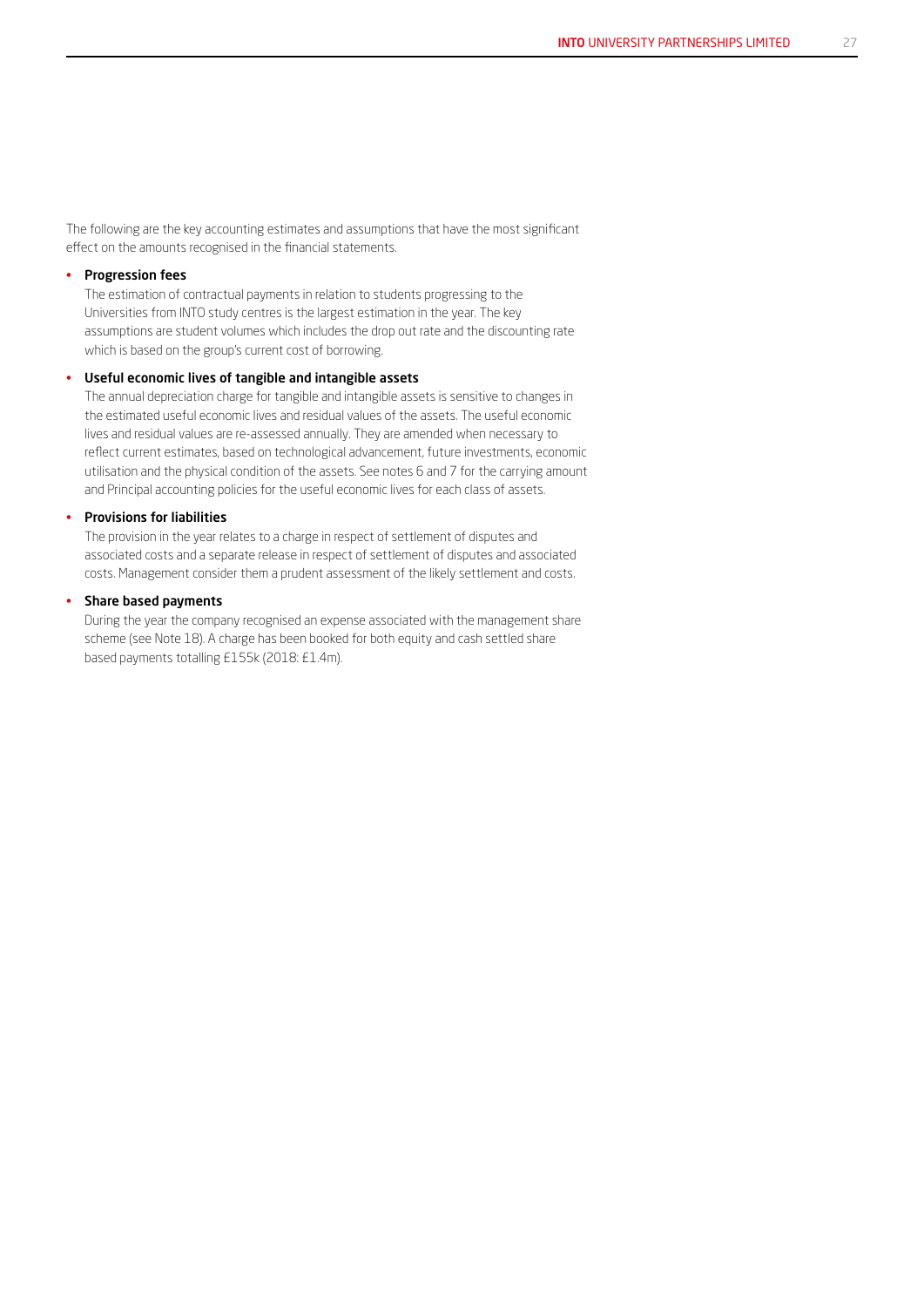The following are the key accounting estimates and assumptions that have the most significant effect on the amounts recognised in the financial statements.

- **Progression fees**
  The estimation of contractual payments in relation to students progressing to the Universities from INTO study centres is the largest estimation in the year. The key assumptions are student volumes which includes the drop out rate and the discounting rate which is based on the group's current cost of borrowing.

- **Useful economic lives of tangible and intangible assets**
  The annual depreciation charge for tangible and intangible assets is sensitive to changes in the estimated useful economic lives and residual values of the assets. The useful economic lives and residual values are re-assessed annually. They are amended when necessary to reflect current estimates, based on technological advancement, future investments, economic utilisation and the physical condition of the assets. See notes 6 and 7 for the carrying amount and Principal accounting policies for the useful economic lives for each class of assets.

- **Provisions for liabilities**
  The provision in the year relates to a charge in respect of settlement of disputes and associated costs and a separate release in respect of settlement of disputes and associated costs. Management consider them a prudent assessment of the likely settlement and costs.

- **Share based payments**
  During the year the company recognised an expense associated with the management share scheme (see Note 18). A charge has been booked for both equity and cash settled share based payments totalling £155k (2018: £1.4m).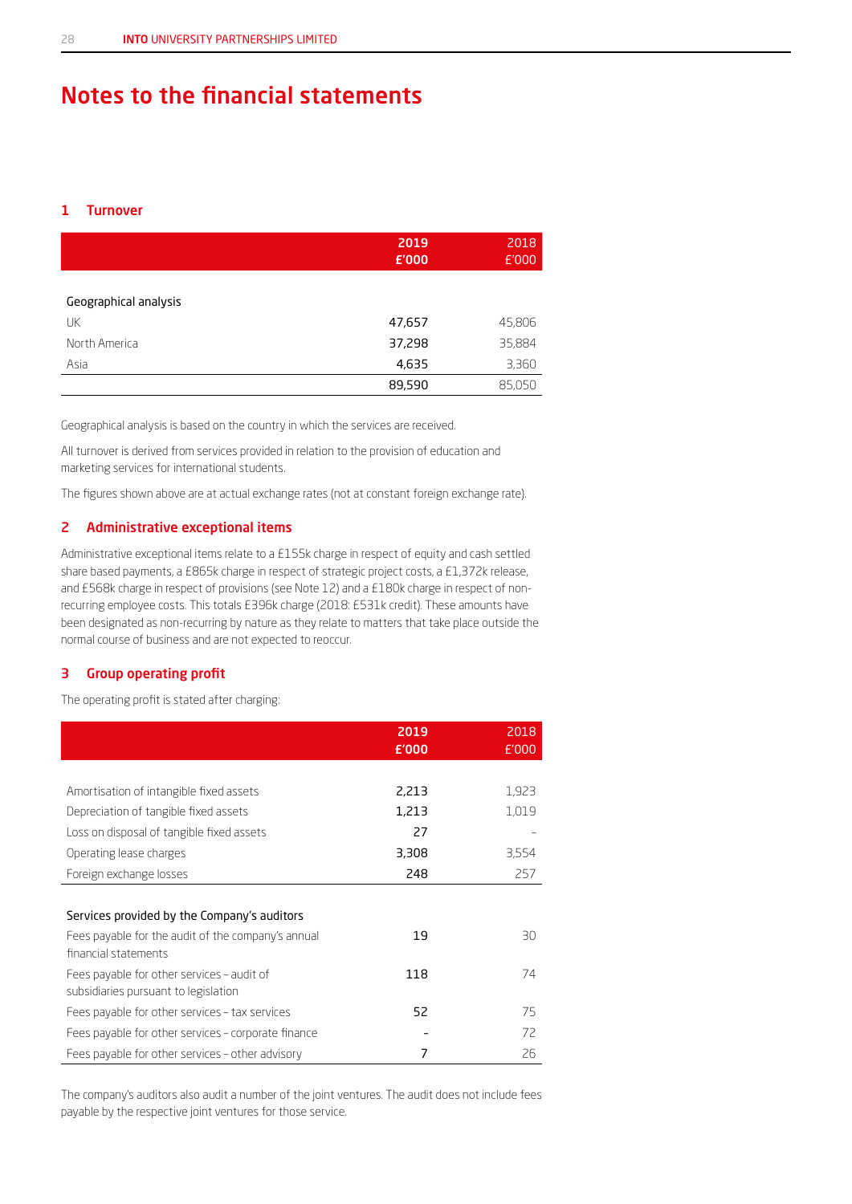# Notes to the financial statements

## 1 Turnover

| | 2019 £'000 | 2018 £'000 |
|---|---|---|
| **Geographical analysis** | | |
| UK | 47,657 | 45,806 |
| North America | 37,298 | 35,884 |
| Asia | 4,635 | 3,360 |
| | 89,590 | 85,050 |

Geographical analysis is based on the country in which the services are received.

All turnover is derived from services provided in relation to the provision of education and marketing services for international students.

The figures shown above are at actual exchange rates (not at constant foreign exchange rate).

## 2 Administrative exceptional items

Administrative exceptional items relate to a £155k charge in respect of equity and cash settled share based payments, a £865k charge in respect of strategic project costs, a £1,372k release, and £568k charge in respect of provisions (see Note 12) and a £180k charge in respect of non-recurring employee costs. This totals £396k charge (2018: £531k credit). These amounts have been designated as non-recurring by nature as they relate to matters that take place outside the normal course of business and are not expected to reoccur.

## 3 Group operating profit

The operating profit is stated after charging:

| | 2019 £'000 | 2018 £'000 |
|---|---|---|
| Amortisation of intangible fixed assets | 2,213 | 1,923 |
| Depreciation of tangible fixed assets | 1,213 | 1,019 |
| Loss on disposal of tangible fixed assets | 27 | – |
| Operating lease charges | 3,308 | 3,554 |
| Foreign exchange losses | 248 | 257 |
| **Services provided by the Company's auditors** | | |
| Fees payable for the audit of the company's annual financial statements | 19 | 30 |
| Fees payable for other services – audit of subsidiaries pursuant to legislation | 118 | 74 |
| Fees payable for other services – tax services | 52 | 75 |
| Fees payable for other services – corporate finance | - | 72 |
| Fees payable for other services – other advisory | 7 | 26 |

The company's auditors also audit a number of the joint ventures. The audit does not include fees payable by the respective joint ventures for those service.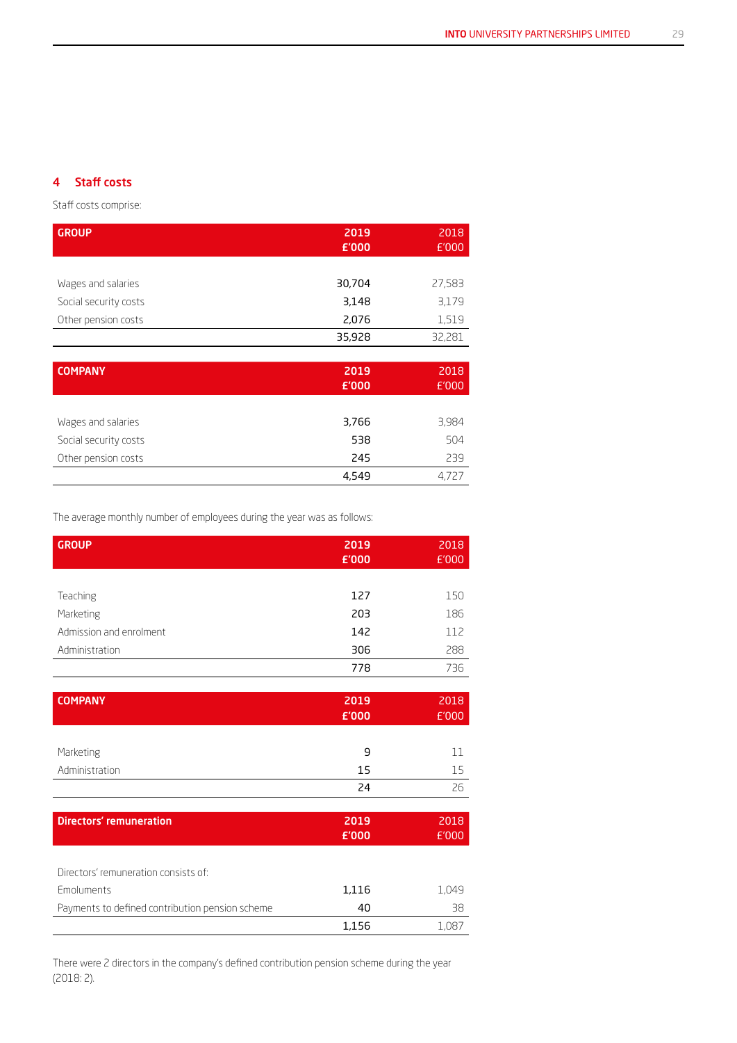## 4 Staff costs

Staff costs comprise:

| GROUP | 2019 £'000 | 2018 £'000 |
|---|---|---|
| Wages and salaries | 30,704 | 27,583 |
| Social security costs | 3,148 | 3,179 |
| Other pension costs | 2,076 | 1,519 |
| | 35,928 | 32,281 |

| COMPANY | 2019 £'000 | 2018 £'000 |
|---|---|---|
| Wages and salaries | 3,766 | 3,984 |
| Social security costs | 538 | 504 |
| Other pension costs | 245 | 239 |
| | 4,549 | 4,727 |

The average monthly number of employees during the year was as follows:

| GROUP | 2019 £'000 | 2018 £'000 |
|---|---|---|
| Teaching | 127 | 150 |
| Marketing | 203 | 186 |
| Admission and enrolment | 142 | 112 |
| Administration | 306 | 288 |
| | 778 | 736 |

| COMPANY | 2019 £'000 | 2018 £'000 |
|---|---|---|
| Marketing | 9 | 11 |
| Administration | 15 | 15 |
| | 24 | 26 |

| Directors' remuneration | 2019 £'000 | 2018 £'000 |
|---|---|---|
| Directors' remuneration consists of: | | |
| Emoluments | 1,116 | 1,049 |
| Payments to defined contribution pension scheme | 40 | 38 |
| | 1,156 | 1,087 |

There were 2 directors in the company's defined contribution pension scheme during the year (2018: 2).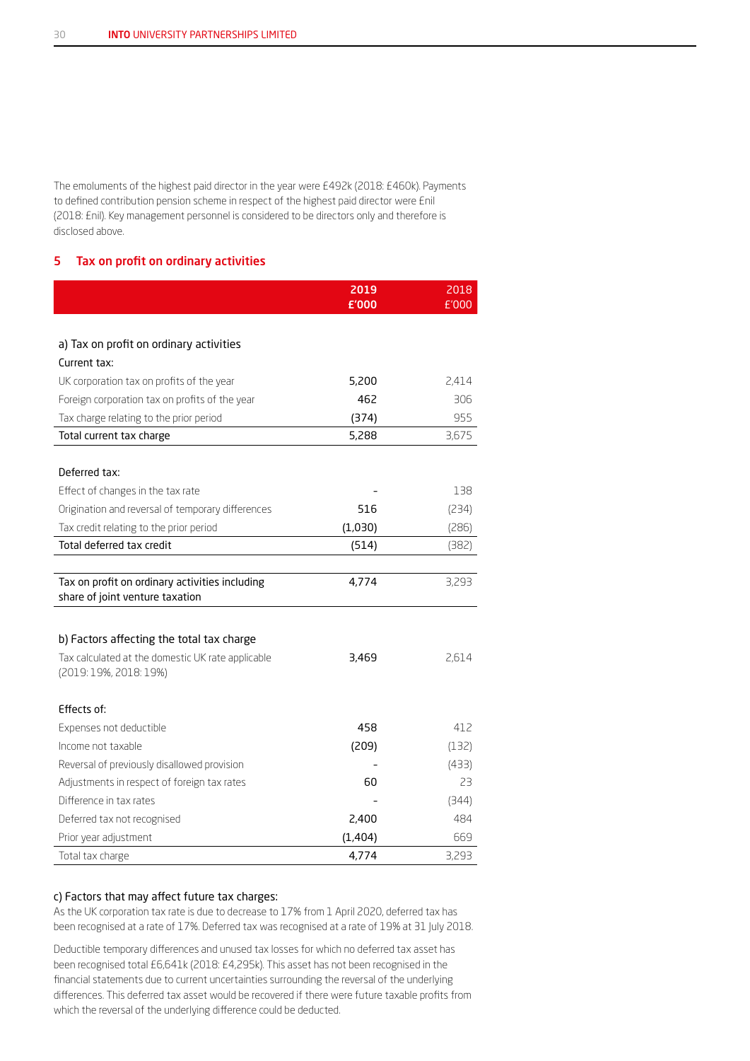The emoluments of the highest paid director in the year were £492k (2018: £460k). Payments to defined contribution pension scheme in respect of the highest paid director were £nil (2018: £nil). Key management personnel is considered to be directors only and therefore is disclosed above.

## 5 Tax on profit on ordinary activities

| | 2019 £'000 | 2018 £'000 |
|---|---|---|
| **a) Tax on profit on ordinary activities** | | |
| Current tax: | | |
| UK corporation tax on profits of the year | 5,200 | 2,414 |
| Foreign corporation tax on profits of the year | 462 | 306 |
| Tax charge relating to the prior period | (374) | 955 |
| Total current tax charge | 5,288 | 3,675 |
| | | |
| Deferred tax: | | |
| Effect of changes in the tax rate | - | 138 |
| Origination and reversal of temporary differences | 516 | (234) |
| Tax credit relating to the prior period | (1,030) | (286) |
| Total deferred tax credit | (514) | (382) |
| | | |
| Tax on profit on ordinary activities including share of joint venture taxation | 4,774 | 3,293 |
| | | |
| **b) Factors affecting the total tax charge** | | |
| Tax calculated at the domestic UK rate applicable (2019: 19%, 2018: 19%) | 3,469 | 2,614 |
| | | |
| Effects of: | | |
| Expenses not deductible | 458 | 412 |
| Income not taxable | (209) | (132) |
| Reversal of previously disallowed provision | - | (433) |
| Adjustments in respect of foreign tax rates | 60 | 23 |
| Difference in tax rates | - | (344) |
| Deferred tax not recognised | 2,400 | 484 |
| Prior year adjustment | (1,404) | 669 |
| Total tax charge | 4,774 | 3,293 |

**c) Factors that may affect future tax charges:**

As the UK corporation tax rate is due to decrease to 17% from 1 April 2020, deferred tax has been recognised at a rate of 17%. Deferred tax was recognised at a rate of 19% at 31 July 2018.

Deductible temporary differences and unused tax losses for which no deferred tax asset has been recognised total £6,641k (2018: £4,295k). This asset has not been recognised in the financial statements due to current uncertainties surrounding the reversal of the underlying differences. This deferred tax asset would be recovered if there were future taxable profits from which the reversal of the underlying difference could be deducted.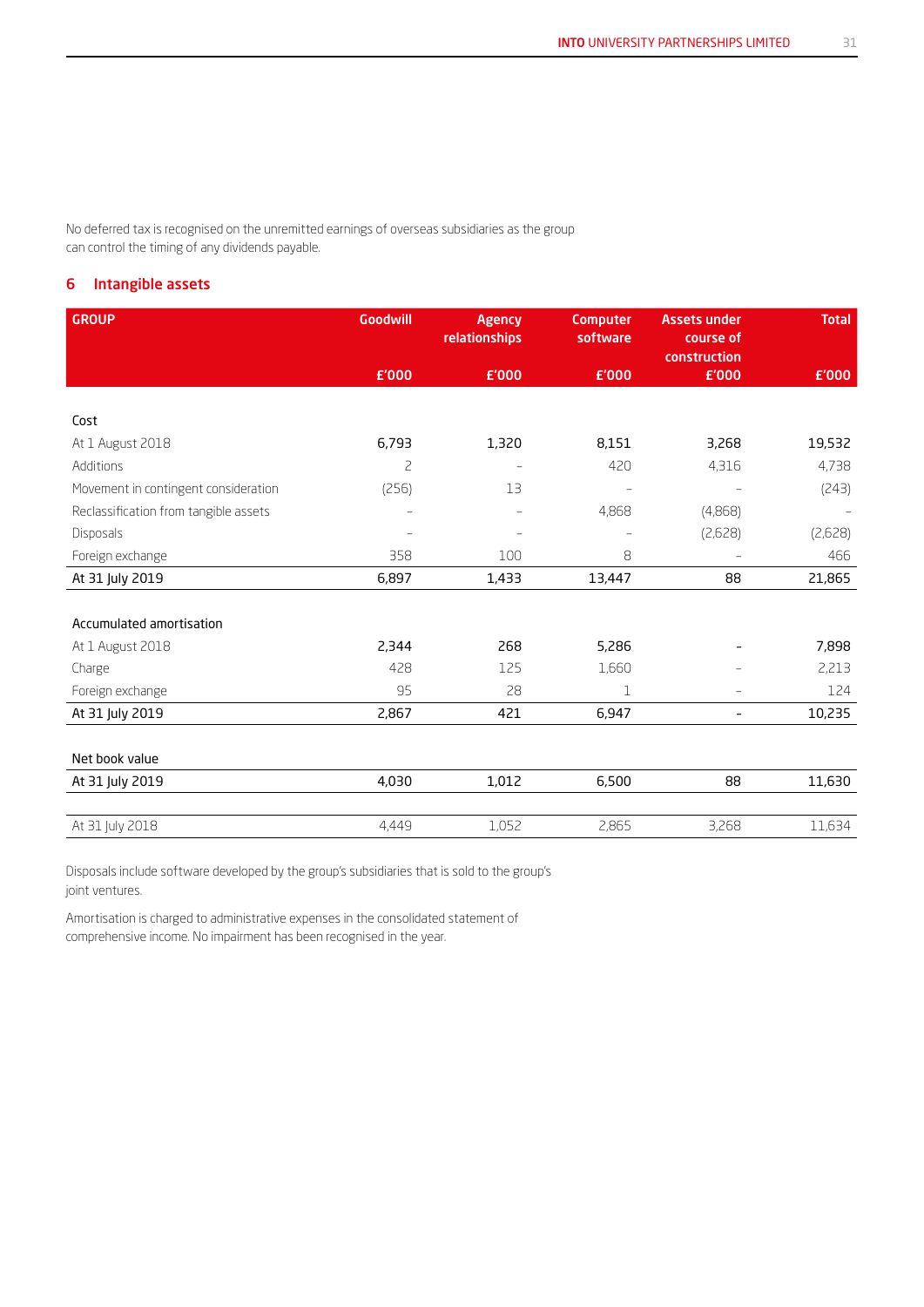No deferred tax is recognised on the unremitted earnings of overseas subsidiaries as the group can control the timing of any dividends payable.

## 6 Intangible assets

| GROUP | Goodwill £'000 | Agency relationships £'000 | Computer software £'000 | Assets under course of construction £'000 | Total £'000 |
|---|---|---|---|---|---|
| **Cost** | | | | | |
| At 1 August 2018 | 6,793 | 1,320 | 8,151 | 3,268 | 19,532 |
| Additions | 2 | – | 420 | 4,316 | 4,738 |
| Movement in contingent consideration | (256) | 13 | – | – | (243) |
| Reclassification from tangible assets | – | – | 4,868 | (4,868) | – |
| Disposals | – | – | – | (2,628) | (2,628) |
| Foreign exchange | 358 | 100 | 8 | – | 466 |
| At 31 July 2019 | 6,897 | 1,433 | 13,447 | 88 | 21,865 |
| **Accumulated amortisation** | | | | | |
| At 1 August 2018 | 2,344 | 268 | 5,286 | – | 7,898 |
| Charge | 428 | 125 | 1,660 | – | 2,213 |
| Foreign exchange | 95 | 28 | 1 | – | 124 |
| At 31 July 2019 | 2,867 | 421 | 6,947 | – | 10,235 |
| **Net book value** | | | | | |
| At 31 July 2019 | 4,030 | 1,012 | 6,500 | 88 | 11,630 |
| At 31 July 2018 | 4,449 | 1,052 | 2,865 | 3,268 | 11,634 |

Disposals include software developed by the group's subsidiaries that is sold to the group's joint ventures.

Amortisation is charged to administrative expenses in the consolidated statement of comprehensive income. No impairment has been recognised in the year.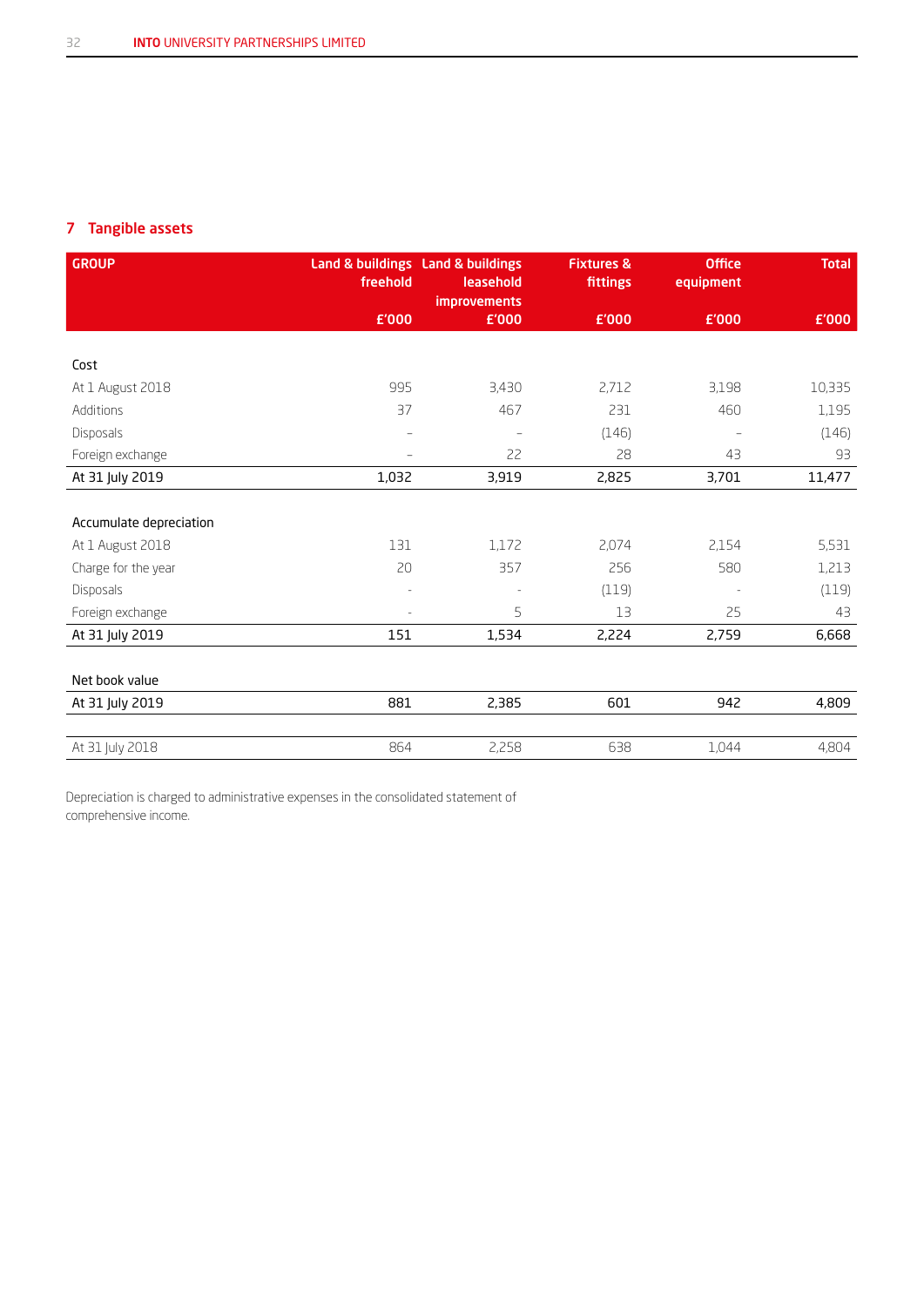## 7 Tangible assets

| GROUP | Land & buildings freehold £'000 | Land & buildings leasehold improvements £'000 | Fixtures & fittings £'000 | Office equipment £'000 | Total £'000 |
|---|---|---|---|---|---|
| **Cost** | | | | | |
| At 1 August 2018 | 995 | 3,430 | 2,712 | 3,198 | 10,335 |
| Additions | 37 | 467 | 231 | 460 | 1,195 |
| Disposals | – | – | (146) | – | (146) |
| Foreign exchange | – | 22 | 28 | 43 | 93 |
| At 31 July 2019 | 1,032 | 3,919 | 2,825 | 3,701 | 11,477 |
| **Accumulate depreciation** | | | | | |
| At 1 August 2018 | 131 | 1,172 | 2,074 | 2,154 | 5,531 |
| Charge for the year | 20 | 357 | 256 | 580 | 1,213 |
| Disposals | - | - | (119) | - | (119) |
| Foreign exchange | - | 5 | 13 | 25 | 43 |
| At 31 July 2019 | 151 | 1,534 | 2,224 | 2,759 | 6,668 |
| **Net book value** | | | | | |
| At 31 July 2019 | 881 | 2,385 | 601 | 942 | 4,809 |
| At 31 July 2018 | 864 | 2,258 | 638 | 1,044 | 4,804 |

Depreciation is charged to administrative expenses in the consolidated statement of comprehensive income.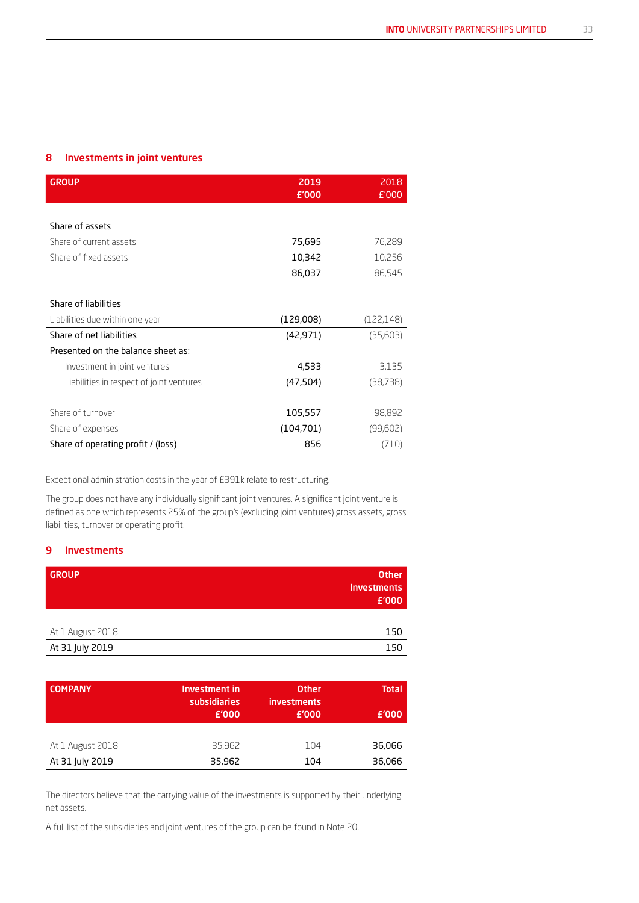## 8 Investments in joint ventures

| GROUP | 2019 £'000 | 2018 £'000 |
|---|---|---|
| Share of assets | | |
| Share of current assets | 75,695 | 76,289 |
| Share of fixed assets | 10,342 | 10,256 |
| | 86,037 | 86,545 |
| Share of liabilities | | |
| Liabilities due within one year | (129,008) | (122,148) |
| Share of net liabilities | (42,971) | (35,603) |
| Presented on the balance sheet as: | | |
| Investment in joint ventures | 4,533 | 3,135 |
| Liabilities in respect of joint ventures | (47,504) | (38,738) |
| Share of turnover | 105,557 | 98,892 |
| Share of expenses | (104,701) | (99,602) |
| Share of operating profit / (loss) | 856 | (710) |

Exceptional administration costs in the year of £391k relate to restructuring.

The group does not have any individually significant joint ventures. A significant joint venture is defined as one which represents 25% of the group's (excluding joint ventures) gross assets, gross liabilities, turnover or operating profit.

## 9 Investments

| GROUP | Other Investments £'000 |
|---|---|
| At 1 August 2018 | 150 |
| At 31 July 2019 | 150 |

| COMPANY | Investment in subsidiaries £'000 | Other investments £'000 | Total £'000 |
|---|---|---|---|
| At 1 August 2018 | 35,962 | 104 | 36,066 |
| At 31 July 2019 | 35,962 | 104 | 36,066 |

The directors believe that the carrying value of the investments is supported by their underlying net assets.

A full list of the subsidiaries and joint ventures of the group can be found in Note 20.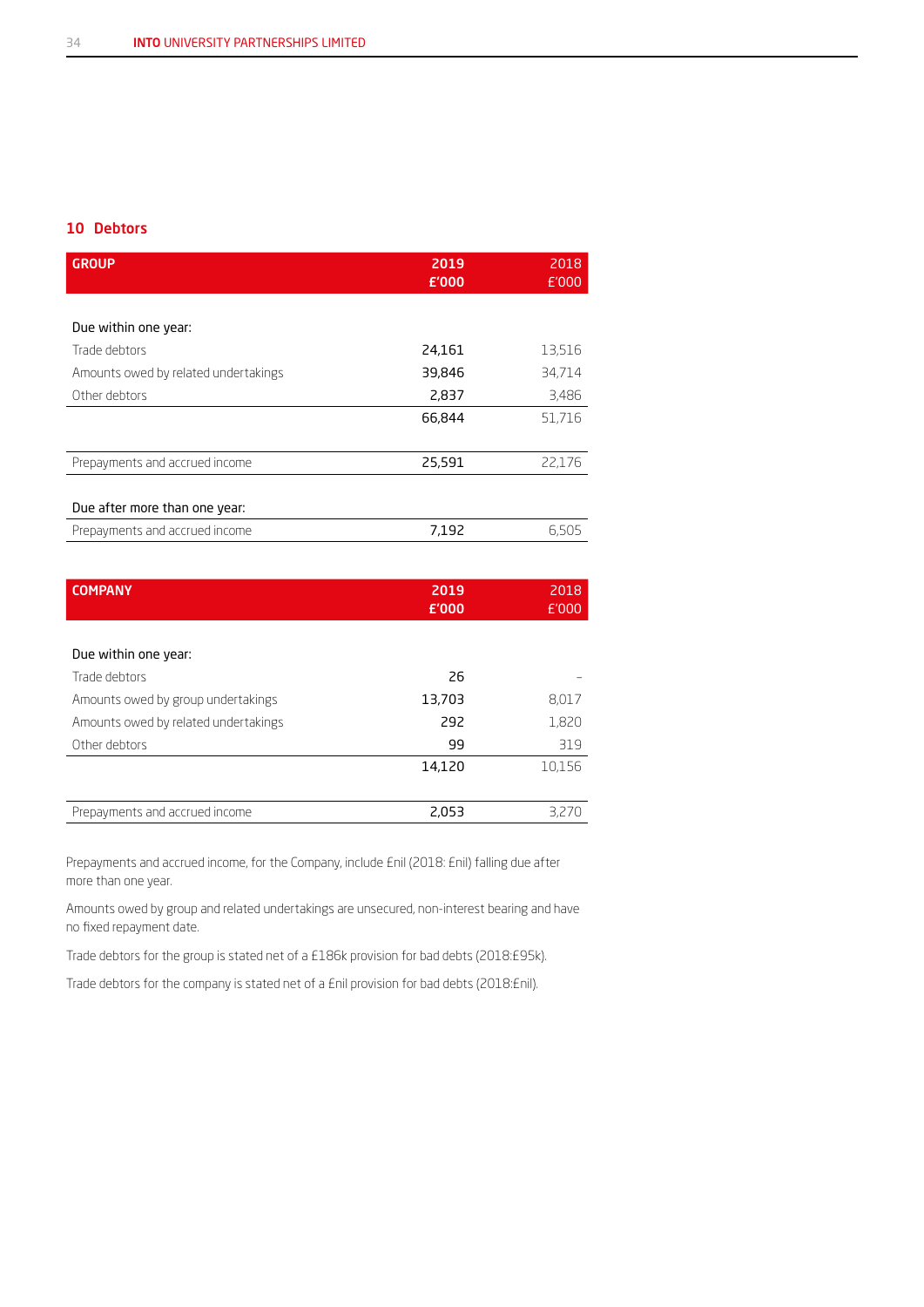## 10 Debtors

| GROUP | 2019<br>£'000 | 2018<br>£'000 |
|---|---|---|
| **Due within one year:** | | |
| Trade debtors | 24,161 | 13,516 |
| Amounts owed by related undertakings | 39,846 | 34,714 |
| Other debtors | 2,837 | 3,486 |
| | 66,844 | 51,716 |
| Prepayments and accrued income | 25,591 | 22,176 |
| **Due after more than one year:** | | |
| Prepayments and accrued income | 7,192 | 6,505 |

| COMPANY | 2019<br>£'000 | 2018<br>£'000 |
|---|---|---|
| **Due within one year:** | | |
| Trade debtors | 26 | – |
| Amounts owed by group undertakings | 13,703 | 8,017 |
| Amounts owed by related undertakings | 292 | 1,820 |
| Other debtors | 99 | 319 |
| | 14,120 | 10,156 |
| Prepayments and accrued income | 2,053 | 3,270 |

Prepayments and accrued income, for the Company, include £nil (2018: £nil) falling due after more than one year.

Amounts owed by group and related undertakings are unsecured, non-interest bearing and have no fixed repayment date.

Trade debtors for the group is stated net of a £186k provision for bad debts (2018:£95k).

Trade debtors for the company is stated net of a £nil provision for bad debts (2018:£nil).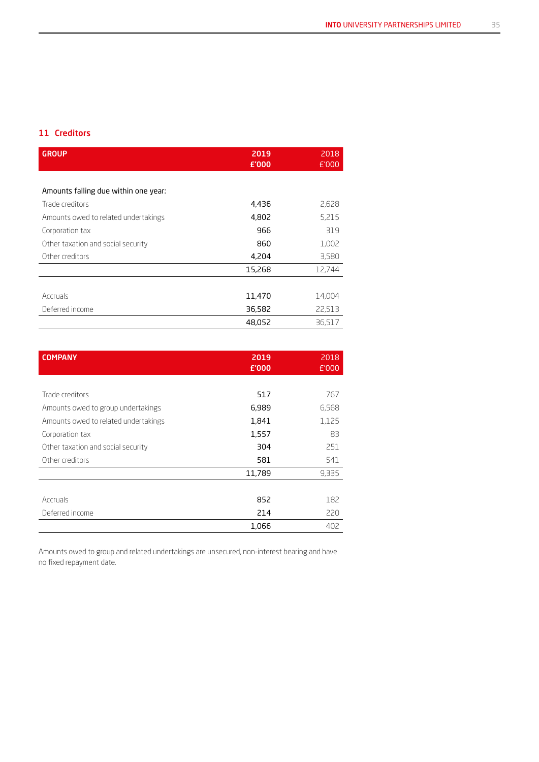## 11 Creditors

| GROUP | 2019<br>£'000 | 2018<br>£'000 |
|---|---|---|
| Amounts falling due within one year: | | |
| Trade creditors | 4,436 | 2,628 |
| Amounts owed to related undertakings | 4,802 | 5,215 |
| Corporation tax | 966 | 319 |
| Other taxation and social security | 860 | 1,002 |
| Other creditors | 4,204 | 3,580 |
| | 15,268 | 12,744 |
| Accruals | 11,470 | 14,004 |
| Deferred income | 36,582 | 22,513 |
| | 48,052 | 36,517 |

| COMPANY | 2019<br>£'000 | 2018<br>£'000 |
|---|---|---|
| Trade creditors | 517 | 767 |
| Amounts owed to group undertakings | 6,989 | 6,568 |
| Amounts owed to related undertakings | 1,841 | 1,125 |
| Corporation tax | 1,557 | 83 |
| Other taxation and social security | 304 | 251 |
| Other creditors | 581 | 541 |
| | 11,789 | 9,335 |
| Accruals | 852 | 182 |
| Deferred income | 214 | 220 |
| | 1,066 | 402 |

Amounts owed to group and related undertakings are unsecured, non-interest bearing and have no fixed repayment date.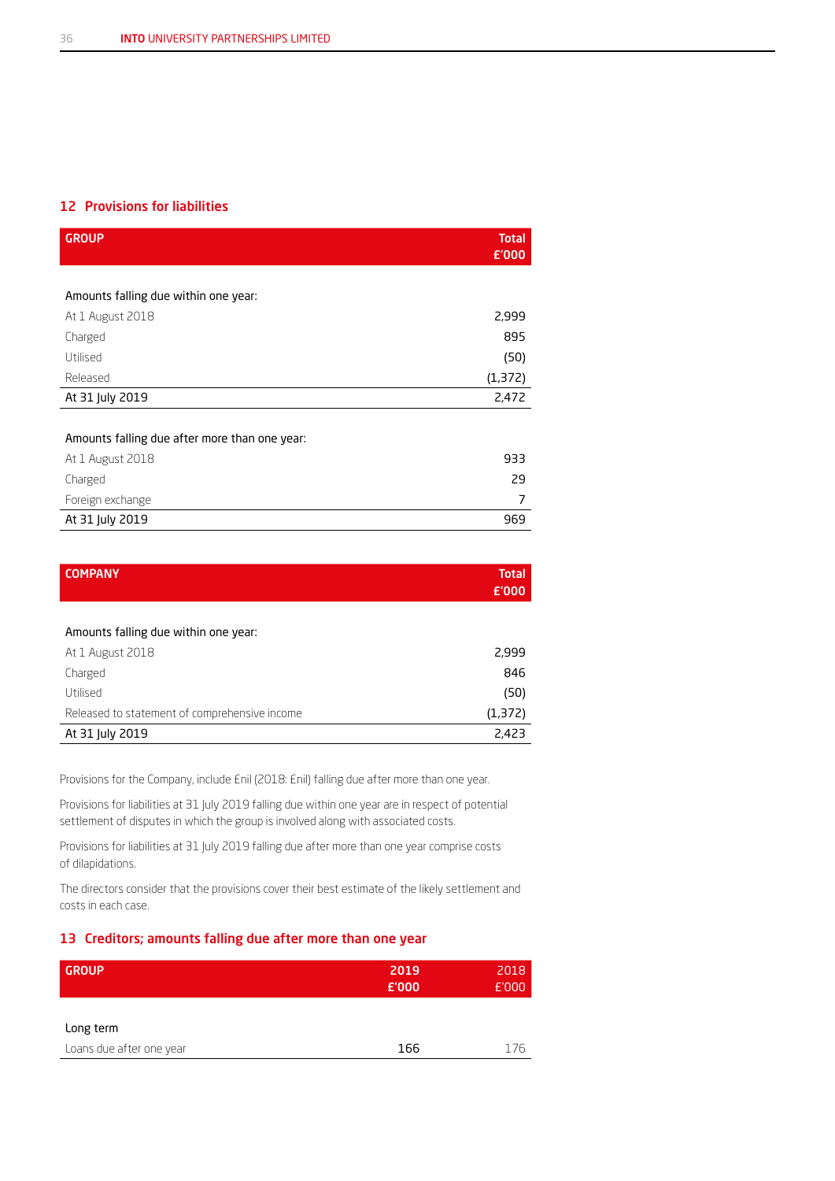## 12 Provisions for liabilities

| GROUP | Total £'000 |
|---|---|
| Amounts falling due within one year: | |
| At 1 August 2018 | 2,999 |
| Charged | 895 |
| Utilised | (50) |
| Released | (1,372) |
| At 31 July 2019 | 2,472 |
| Amounts falling due after more than one year: | |
| At 1 August 2018 | 933 |
| Charged | 29 |
| Foreign exchange | 7 |
| At 31 July 2019 | 969 |

| COMPANY | Total £'000 |
|---|---|
| Amounts falling due within one year: | |
| At 1 August 2018 | 2,999 |
| Charged | 846 |
| Utilised | (50) |
| Released to statement of comprehensive income | (1,372) |
| At 31 July 2019 | 2,423 |

Provisions for the Company, include £nil (2018: £nil) falling due after more than one year.

Provisions for liabilities at 31 July 2019 falling due within one year are in respect of potential settlement of disputes in which the group is involved along with associated costs.

Provisions for liabilities at 31 July 2019 falling due after more than one year comprise costs of dilapidations.

The directors consider that the provisions cover their best estimate of the likely settlement and costs in each case.

## 13 Creditors; amounts falling due after more than one year

| GROUP | 2019 £'000 | 2018 £'000 |
|---|---|---|
| Long term | | |
| Loans due after one year | 166 | 176 |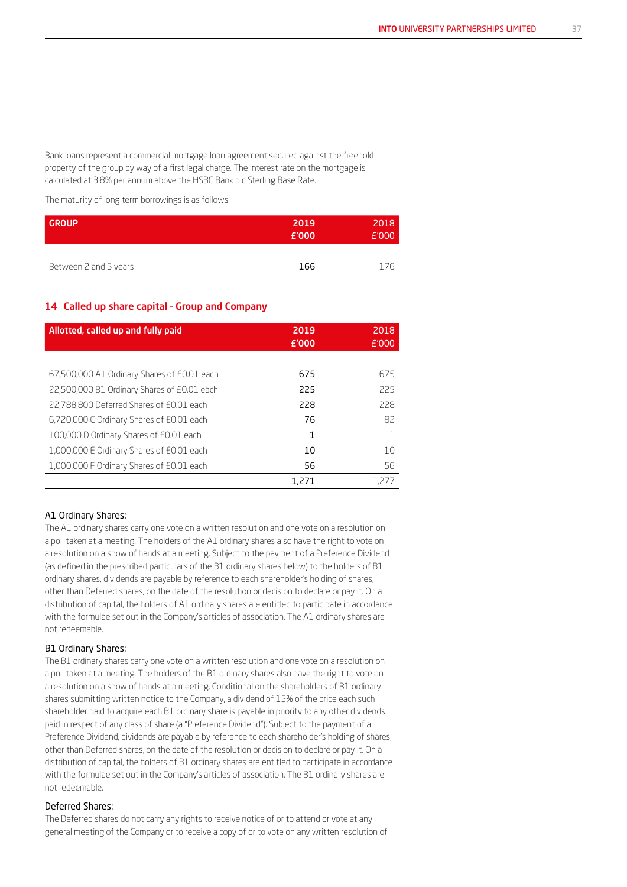Bank loans represent a commercial mortgage loan agreement secured against the freehold property of the group by way of a first legal charge. The interest rate on the mortgage is calculated at 3.8% per annum above the HSBC Bank plc Sterling Base Rate.

The maturity of long term borrowings is as follows:

| GROUP | 2019 £'000 | 2018 £'000 |
|---|---|---|
| Between 2 and 5 years | 166 | 176 |

## 14 Called up share capital – Group and Company

| Allotted, called up and fully paid | 2019 £'000 | 2018 £'000 |
|---|---|---|
| 67,500,000 A1 Ordinary Shares of £0.01 each | 675 | 675 |
| 22,500,000 B1 Ordinary Shares of £0.01 each | 225 | 225 |
| 22,788,800 Deferred Shares of £0.01 each | 228 | 228 |
| 6,720,000 C Ordinary Shares of £0.01 each | 76 | 82 |
| 100,000 D Ordinary Shares of £0.01 each | 1 | 1 |
| 1,000,000 E Ordinary Shares of £0.01 each | 10 | 10 |
| 1,000,000 F Ordinary Shares of £0.01 each | 56 | 56 |
| | 1,271 | 1,277 |

### A1 Ordinary Shares:

The A1 ordinary shares carry one vote on a written resolution and one vote on a resolution on a poll taken at a meeting. The holders of the A1 ordinary shares also have the right to vote on a resolution on a show of hands at a meeting. Subject to the payment of a Preference Dividend (as defined in the prescribed particulars of the B1 ordinary shares below) to the holders of B1 ordinary shares, dividends are payable by reference to each shareholder's holding of shares, other than Deferred shares, on the date of the resolution or decision to declare or pay it. On a distribution of capital, the holders of A1 ordinary shares are entitled to participate in accordance with the formulae set out in the Company's articles of association. The A1 ordinary shares are not redeemable.

### B1 Ordinary Shares:

The B1 ordinary shares carry one vote on a written resolution and one vote on a resolution on a poll taken at a meeting. The holders of the B1 ordinary shares also have the right to vote on a resolution on a show of hands at a meeting. Conditional on the shareholders of B1 ordinary shares submitting written notice to the Company, a dividend of 15% of the price each such shareholder paid to acquire each B1 ordinary share is payable in priority to any other dividends paid in respect of any class of share (a "Preference Dividend"). Subject to the payment of a Preference Dividend, dividends are payable by reference to each shareholder's holding of shares, other than Deferred shares, on the date of the resolution or decision to declare or pay it. On a distribution of capital, the holders of B1 ordinary shares are entitled to participate in accordance with the formulae set out in the Company's articles of association. The B1 ordinary shares are not redeemable.

### Deferred Shares:

The Deferred shares do not carry any rights to receive notice of or to attend or vote at any general meeting of the Company or to receive a copy of or to vote on any written resolution of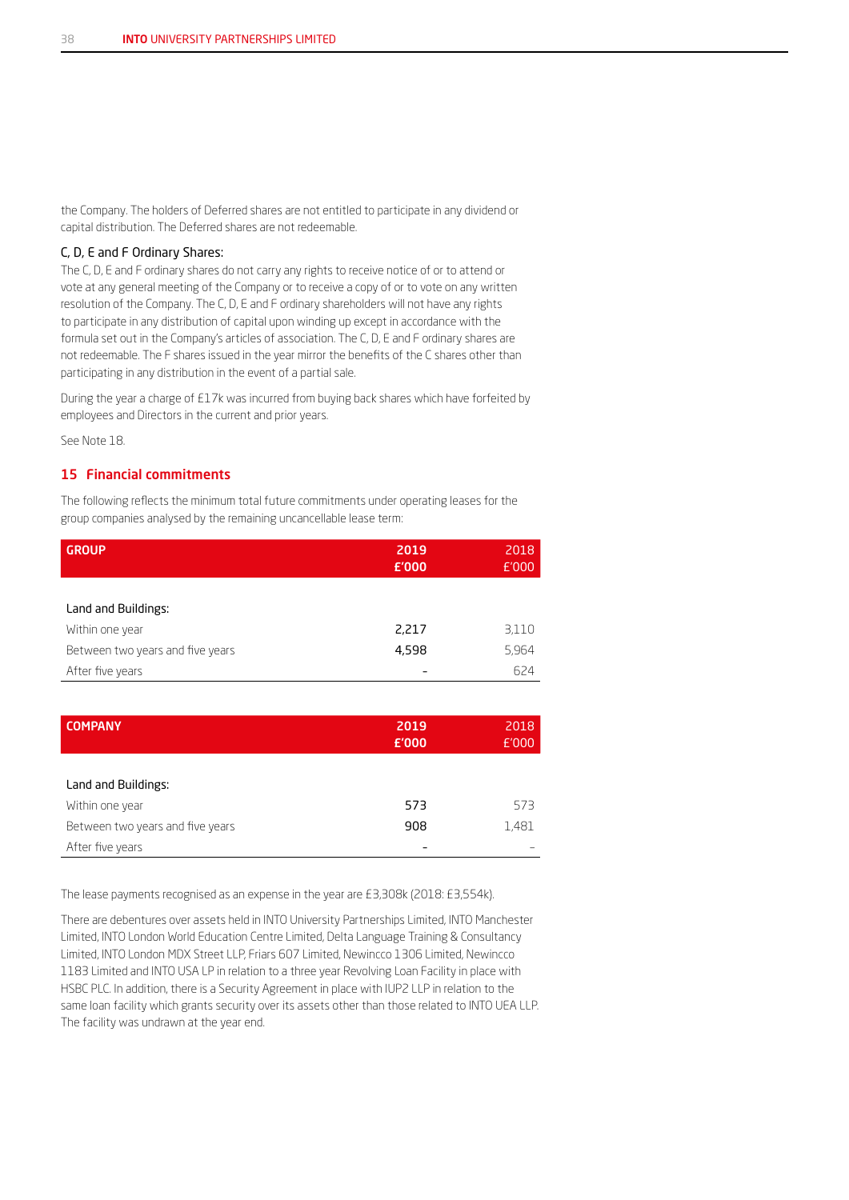the Company. The holders of Deferred shares are not entitled to participate in any dividend or capital distribution. The Deferred shares are not redeemable.

### C, D, E and F Ordinary Shares:

The C, D, E and F ordinary shares do not carry any rights to receive notice of or to attend or vote at any general meeting of the Company or to receive a copy of or to vote on any written resolution of the Company. The C, D, E and F ordinary shareholders will not have any rights to participate in any distribution of capital upon winding up except in accordance with the formula set out in the Company's articles of association. The C, D, E and F ordinary shares are not redeemable. The F shares issued in the year mirror the benefits of the C shares other than participating in any distribution in the event of a partial sale.

During the year a charge of £17k was incurred from buying back shares which have forfeited by employees and Directors in the current and prior years.

See Note 18.

## 15 Financial commitments

The following reflects the minimum total future commitments under operating leases for the group companies analysed by the remaining uncancellable lease term:

| GROUP | 2019 £'000 | 2018 £'000 |
|---|---|---|
| Land and Buildings: | | |
| Within one year | 2,217 | 3,110 |
| Between two years and five years | 4,598 | 5,964 |
| After five years | - | 624 |

| COMPANY | 2019 £'000 | 2018 £'000 |
|---|---|---|
| Land and Buildings: | | |
| Within one year | 573 | 573 |
| Between two years and five years | 908 | 1,481 |
| After five years | - | - |

The lease payments recognised as an expense in the year are £3,308k (2018: £3,554k).

There are debentures over assets held in INTO University Partnerships Limited, INTO Manchester Limited, INTO London World Education Centre Limited, Delta Language Training & Consultancy Limited, INTO London MDX Street LLP, Friars 607 Limited, Newincco 1306 Limited, Newincco 1183 Limited and INTO USA LP in relation to a three year Revolving Loan Facility in place with HSBC PLC. In addition, there is a Security Agreement in place with IUP2 LLP in relation to the same loan facility which grants security over its assets other than those related to INTO UEA LLP. The facility was undrawn at the year end.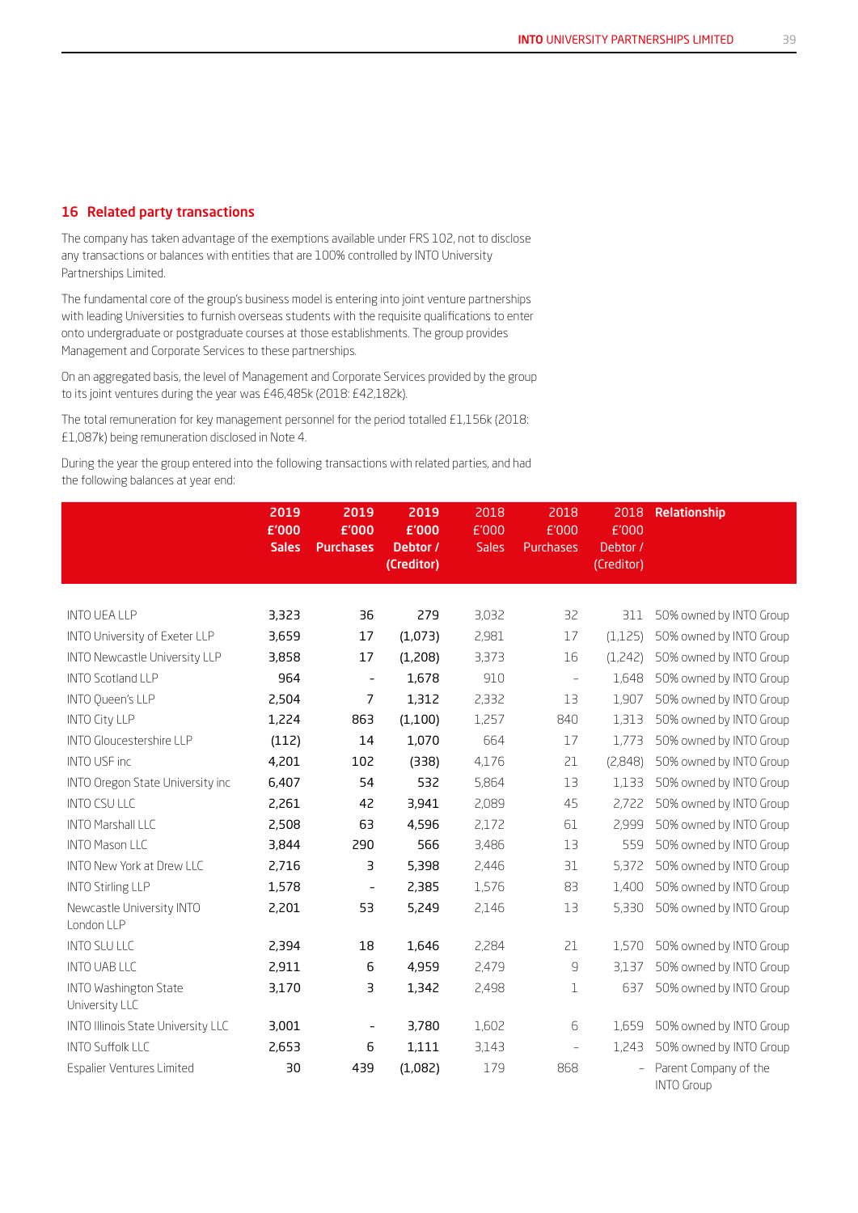## 16 Related party transactions

The company has taken advantage of the exemptions available under FRS 102, not to disclose any transactions or balances with entities that are 100% controlled by INTO University Partnerships Limited.

The fundamental core of the group's business model is entering into joint venture partnerships with leading Universities to furnish overseas students with the requisite qualifications to enter onto undergraduate or postgraduate courses at those establishments. The group provides Management and Corporate Services to these partnerships.

On an aggregated basis, the level of Management and Corporate Services provided by the group to its joint ventures during the year was £46,485k (2018: £42,182k).

The total remuneration for key management personnel for the period totalled £1,156k (2018: £1,087k) being remuneration disclosed in Note 4.

During the year the group entered into the following transactions with related parties, and had the following balances at year end:

| | 2019 £'000 Sales | 2019 £'000 Purchases | 2019 £'000 Debtor / (Creditor) | 2018 £'000 Sales | 2018 £'000 Purchases | 2018 £'000 Debtor / (Creditor) | Relationship |
|---|---|---|---|---|---|---|---|
| INTO UEA LLP | 3,323 | 36 | 279 | 3,032 | 32 | 311 | 50% owned by INTO Group |
| INTO University of Exeter LLP | 3,659 | 17 | (1,073) | 2,981 | 17 | (1,125) | 50% owned by INTO Group |
| INTO Newcastle University LLP | 3,858 | 17 | (1,208) | 3,373 | 16 | (1,242) | 50% owned by INTO Group |
| INTO Scotland LLP | 964 | - | 1,678 | 910 | - | 1,648 | 50% owned by INTO Group |
| INTO Queen's LLP | 2,504 | 7 | 1,312 | 2,332 | 13 | 1,907 | 50% owned by INTO Group |
| INTO City LLP | 1,224 | 863 | (1,100) | 1,257 | 840 | 1,313 | 50% owned by INTO Group |
| INTO Gloucestershire LLP | (112) | 14 | 1,070 | 664 | 17 | 1,773 | 50% owned by INTO Group |
| INTO USF inc | 4,201 | 102 | (338) | 4,176 | 21 | (2,848) | 50% owned by INTO Group |
| INTO Oregon State University inc | 6,407 | 54 | 532 | 5,864 | 13 | 1,133 | 50% owned by INTO Group |
| INTO CSU LLC | 2,261 | 42 | 3,941 | 2,089 | 45 | 2,722 | 50% owned by INTO Group |
| INTO Marshall LLC | 2,508 | 63 | 4,596 | 2,172 | 61 | 2,999 | 50% owned by INTO Group |
| INTO Mason LLC | 3,844 | 290 | 566 | 3,486 | 13 | 559 | 50% owned by INTO Group |
| INTO New York at Drew LLC | 2,716 | 3 | 5,398 | 2,446 | 31 | 5,372 | 50% owned by INTO Group |
| INTO Stirling LLP | 1,578 | - | 2,385 | 1,576 | 83 | 1,400 | 50% owned by INTO Group |
| Newcastle University INTO London LLP | 2,201 | 53 | 5,249 | 2,146 | 13 | 5,330 | 50% owned by INTO Group |
| INTO SLU LLC | 2,394 | 18 | 1,646 | 2,284 | 21 | 1,570 | 50% owned by INTO Group |
| INTO UAB LLC | 2,911 | 6 | 4,959 | 2,479 | 9 | 3,137 | 50% owned by INTO Group |
| INTO Washington State University LLC | 3,170 | 3 | 1,342 | 2,498 | 1 | 637 | 50% owned by INTO Group |
| INTO Illinois State University LLC | 3,001 | - | 3,780 | 1,602 | 6 | 1,659 | 50% owned by INTO Group |
| INTO Suffolk LLC | 2,653 | 6 | 1,111 | 3,143 | - | 1,243 | 50% owned by INTO Group |
| Espalier Ventures Limited | 30 | 439 | (1,082) | 179 | 868 | - | Parent Company of the INTO Group |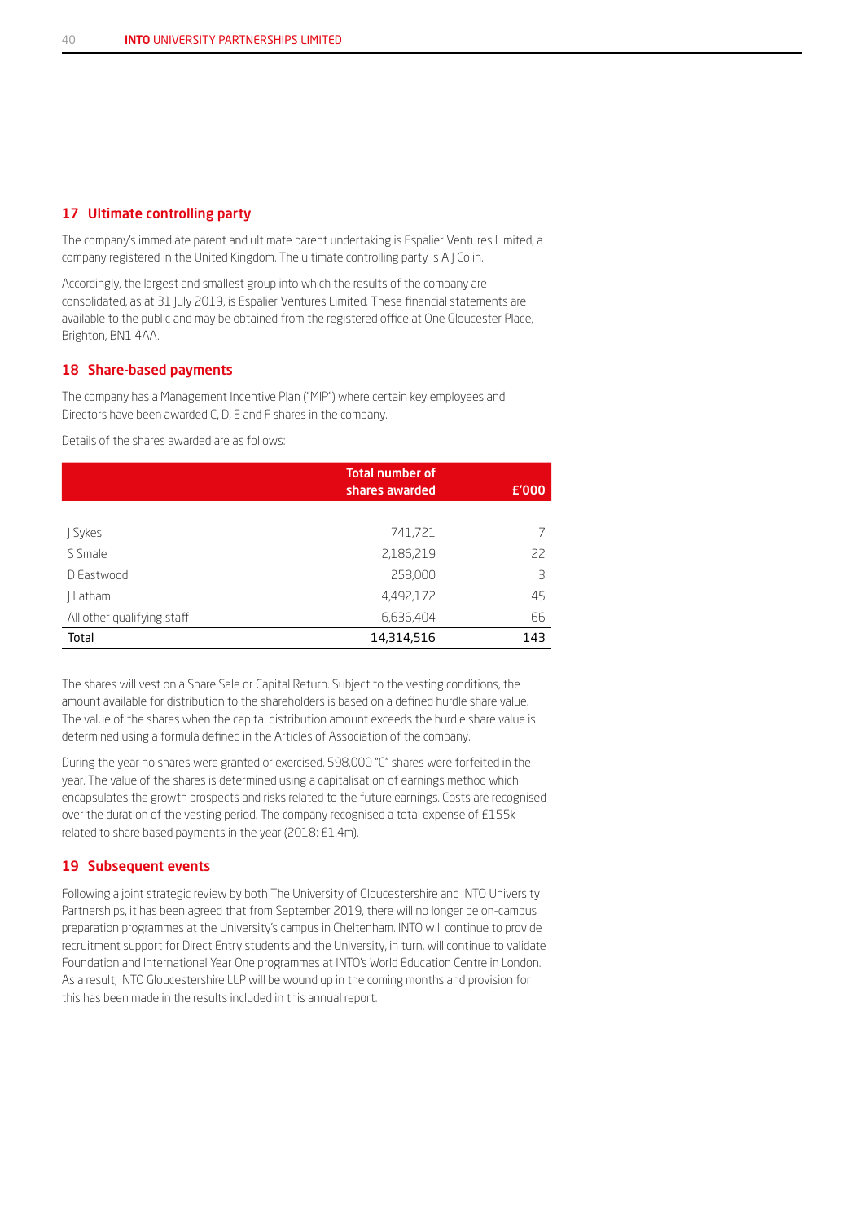## 17 Ultimate controlling party

The company's immediate parent and ultimate parent undertaking is Espalier Ventures Limited, a company registered in the United Kingdom. The ultimate controlling party is A J Colin.

Accordingly, the largest and smallest group into which the results of the company are consolidated, as at 31 July 2019, is Espalier Ventures Limited. These financial statements are available to the public and may be obtained from the registered office at One Gloucester Place, Brighton, BN1 4AA.

## 18 Share-based payments

The company has a Management Incentive Plan ("MIP") where certain key employees and Directors have been awarded C, D, E and F shares in the company.

Details of the shares awarded are as follows:

| | Total number of shares awarded | £'000 |
|---|---|---|
| J Sykes | 741,721 | 7 |
| S Smale | 2,186,219 | 22 |
| D Eastwood | 258,000 | 3 |
| J Latham | 4,492,172 | 45 |
| All other qualifying staff | 6,636,404 | 66 |
| **Total** | **14,314,516** | **143** |

The shares will vest on a Share Sale or Capital Return. Subject to the vesting conditions, the amount available for distribution to the shareholders is based on a defined hurdle share value. The value of the shares when the capital distribution amount exceeds the hurdle share value is determined using a formula defined in the Articles of Association of the company.

During the year no shares were granted or exercised. 598,000 "C" shares were forfeited in the year. The value of the shares is determined using a capitalisation of earnings method which encapsulates the growth prospects and risks related to the future earnings. Costs are recognised over the duration of the vesting period. The company recognised a total expense of £155k related to share based payments in the year (2018: £1.4m).

## 19 Subsequent events

Following a joint strategic review by both The University of Gloucestershire and INTO University Partnerships, it has been agreed that from September 2019, there will no longer be on-campus preparation programmes at the University's campus in Cheltenham. INTO will continue to provide recruitment support for Direct Entry students and the University, in turn, will continue to validate Foundation and International Year One programmes at INTO's World Education Centre in London. As a result, INTO Gloucestershire LLP will be wound up in the coming months and provision for this has been made in the results included in this annual report.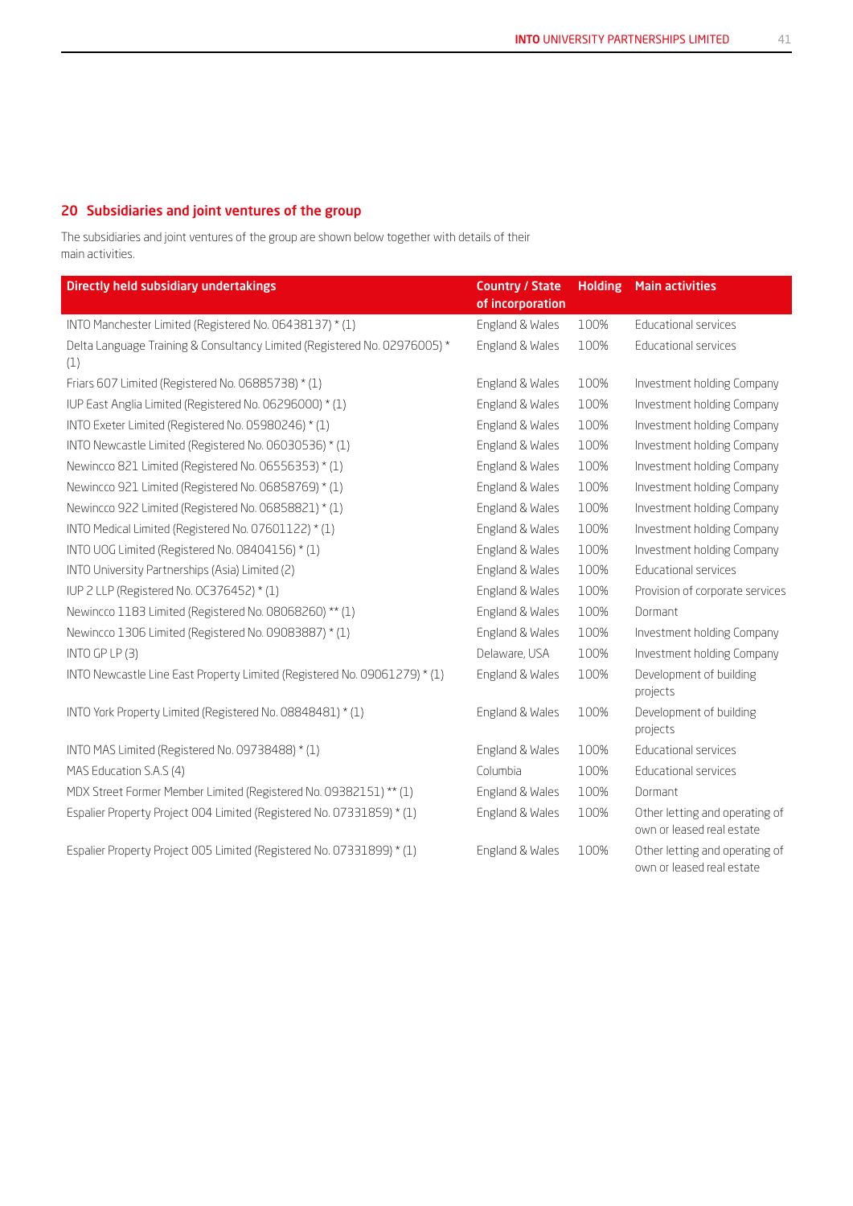## 20 Subsidiaries and joint ventures of the group

The subsidiaries and joint ventures of the group are shown below together with details of their main activities.

| Directly held subsidiary undertakings | Country / State of incorporation | Holding | Main activities |
|---|---|---|---|
| INTO Manchester Limited (Registered No. 06438137) * (1) | England & Wales | 100% | Educational services |
| Delta Language Training & Consultancy Limited (Registered No. 02976005) * (1) | England & Wales | 100% | Educational services |
| Friars 607 Limited (Registered No. 06885738) * (1) | England & Wales | 100% | Investment holding Company |
| IUP East Anglia Limited (Registered No. 06296000) * (1) | England & Wales | 100% | Investment holding Company |
| INTO Exeter Limited (Registered No. 05980246) * (1) | England & Wales | 100% | Investment holding Company |
| INTO Newcastle Limited (Registered No. 06030536) * (1) | England & Wales | 100% | Investment holding Company |
| Newincco 821 Limited (Registered No. 06556353) * (1) | England & Wales | 100% | Investment holding Company |
| Newincco 921 Limited (Registered No. 06858769) * (1) | England & Wales | 100% | Investment holding Company |
| Newincco 922 Limited (Registered No. 06858821) * (1) | England & Wales | 100% | Investment holding Company |
| INTO Medical Limited (Registered No. 07601122) * (1) | England & Wales | 100% | Investment holding Company |
| INTO UOG Limited (Registered No. 08404156) * (1) | England & Wales | 100% | Investment holding Company |
| INTO University Partnerships (Asia) Limited (2) | England & Wales | 100% | Educational services |
| IUP 2 LLP (Registered No. OC376452) * (1) | England & Wales | 100% | Provision of corporate services |
| Newincco 1183 Limited (Registered No. 08068260) ** (1) | England & Wales | 100% | Dormant |
| Newincco 1306 Limited (Registered No. 09083887) * (1) | England & Wales | 100% | Investment holding Company |
| INTO GP LP (3) | Delaware, USA | 100% | Investment holding Company |
| INTO Newcastle Line East Property Limited (Registered No. 09061279) * (1) | England & Wales | 100% | Development of building projects |
| INTO York Property Limited (Registered No. 08848481) * (1) | England & Wales | 100% | Development of building projects |
| INTO MAS Limited (Registered No. 09738488) * (1) | England & Wales | 100% | Educational services |
| MAS Education S.A.S (4) | Columbia | 100% | Educational services |
| MDX Street Former Member Limited (Registered No. 09382151) ** (1) | England & Wales | 100% | Dormant |
| Espalier Property Project 004 Limited (Registered No. 07331859) * (1) | England & Wales | 100% | Other letting and operating of own or leased real estate |
| Espalier Property Project 005 Limited (Registered No. 07331899) * (1) | England & Wales | 100% | Other letting and operating of own or leased real estate |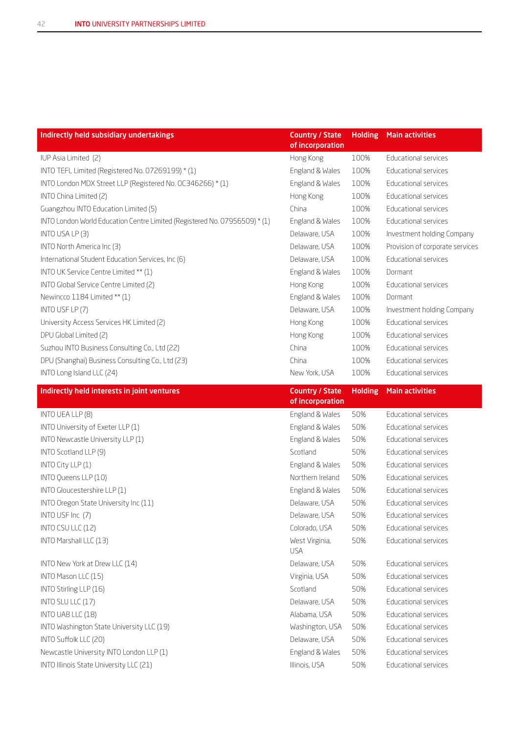| Indirectly held subsidiary undertakings | Country / State of incorporation | Holding | Main activities |
|---|---|---|---|
| IUP Asia Limited (2) | Hong Kong | 100% | Educational services |
| INTO TEFL Limited (Registered No. 07269199) * (1) | England & Wales | 100% | Educational services |
| INTO London MDX Street LLP (Registered No. OC346266) * (1) | England & Wales | 100% | Educational services |
| INTO China Limited (2) | Hong Kong | 100% | Educational services |
| Guangzhou INTO Education Limited (5) | China | 100% | Educational services |
| INTO London World Education Centre Limited (Registered No. 07956509) * (1) | England & Wales | 100% | Educational services |
| INTO USA LP (3) | Delaware, USA | 100% | Investment holding Company |
| INTO North America Inc (3) | Delaware, USA | 100% | Provision of corporate services |
| International Student Education Services, Inc (6) | Delaware, USA | 100% | Educational services |
| INTO UK Service Centre Limited ** (1) | England & Wales | 100% | Dormant |
| INTO Global Service Centre Limited (2) | Hong Kong | 100% | Educational services |
| Newincco 1184 Limited ** (1) | England & Wales | 100% | Dormant |
| INTO USF LP (7) | Delaware, USA | 100% | Investment holding Company |
| University Access Services HK Limited (2) | Hong Kong | 100% | Educational services |
| DPU Global Limited (2) | Hong Kong | 100% | Educational services |
| Suzhou INTO Business Consulting Co., Ltd (22) | China | 100% | Educational services |
| DPU (Shanghai) Business Consulting Co., Ltd (23) | China | 100% | Educational services |
| INTO Long Island LLC (24) | New York, USA | 100% | Educational services |

| Indirectly held interests in joint ventures | Country / State of incorporation | Holding | Main activities |
|---|---|---|---|
| INTO UEA LLP (8) | England & Wales | 50% | Educational services |
| INTO University of Exeter LLP (1) | England & Wales | 50% | Educational services |
| INTO Newcastle University LLP (1) | England & Wales | 50% | Educational services |
| INTO Scotland LLP (9) | Scotland | 50% | Educational services |
| INTO City LLP (1) | England & Wales | 50% | Educational services |
| INTO Queens LLP (10) | Northern Ireland | 50% | Educational services |
| INTO Gloucestershire LLP (1) | England & Wales | 50% | Educational services |
| INTO Oregon State University Inc (11) | Delaware, USA | 50% | Educational services |
| INTO USF Inc (7) | Delaware, USA | 50% | Educational services |
| INTO CSU LLC (12) | Colorado, USA | 50% | Educational services |
| INTO Marshall LLC (13) | West Virginia, USA | 50% | Educational services |
| INTO New York at Drew LLC (14) | Delaware, USA | 50% | Educational services |
| INTO Mason LLC (15) | Virginia, USA | 50% | Educational services |
| INTO Stirling LLP (16) | Scotland | 50% | Educational services |
| INTO SLU LLC (17) | Delaware, USA | 50% | Educational services |
| INTO UAB LLC (18) | Alabama, USA | 50% | Educational services |
| INTO Washington State University LLC (19) | Washington, USA | 50% | Educational services |
| INTO Suffolk LLC (20) | Delaware, USA | 50% | Educational services |
| Newcastle University INTO London LLP (1) | England & Wales | 50% | Educational services |
| INTO Illinois State University LLC (21) | Illinois, USA | 50% | Educational services |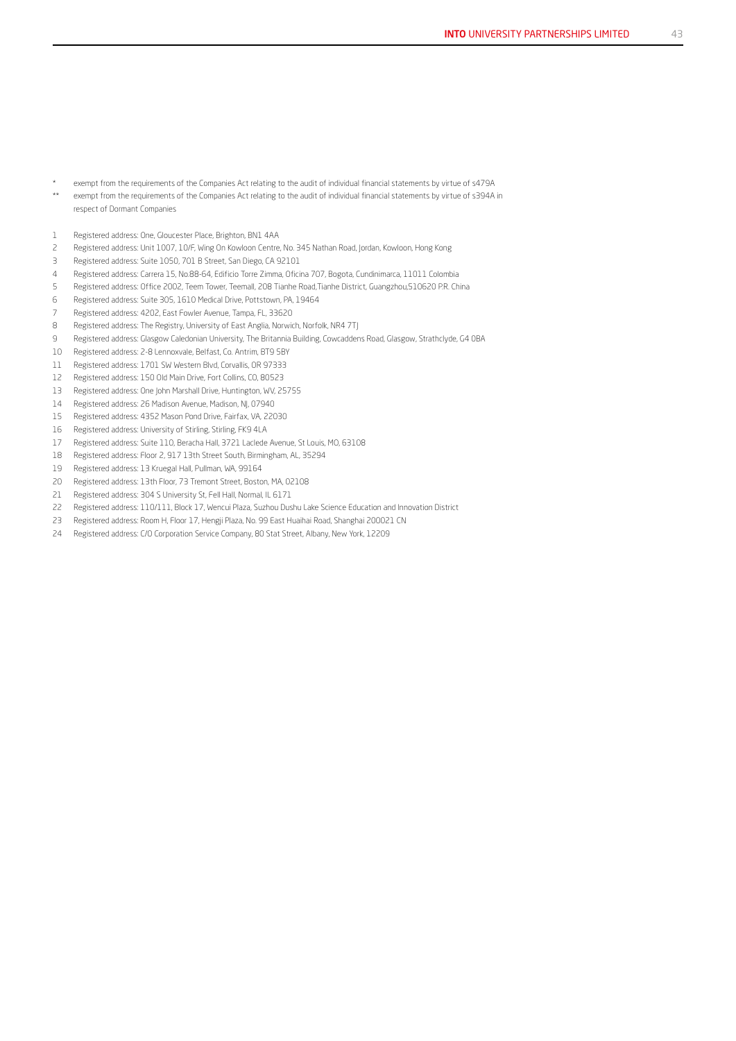\* exempt from the requirements of the Companies Act relating to the audit of individual financial statements by virtue of s479A

\*\* exempt from the requirements of the Companies Act relating to the audit of individual financial statements by virtue of s394A in respect of Dormant Companies

1 Registered address: One, Gloucester Place, Brighton, BN1 4AA
2 Registered address: Unit 1007, 10/F, Wing On Kowloon Centre, No. 345 Nathan Road, Jordan, Kowloon, Hong Kong
3 Registered address: Suite 1050, 701 B Street, San Diego, CA 92101
4 Registered address: Carrera 15, No.88-64, Edificio Torre Zimma, Oficina 707, Bogota, Cundinimarca, 11011 Colombia
5 Registered address: Office 2002, Teem Tower, Teemall, 208 Tianhe Road,Tianhe District, Guangzhou,510620 P.R. China
6 Registered address: Suite 305, 1610 Medical Drive, Pottstown, PA, 19464
7 Registered address: 4202, East Fowler Avenue, Tampa, FL, 33620
8 Registered address: The Registry, University of East Anglia, Norwich, Norfolk, NR4 7TJ
9 Registered address: Glasgow Caledonian University, The Britannia Building, Cowcaddens Road, Glasgow, Strathclyde, G4 0BA
10 Registered address: 2-8 Lennoxvale, Belfast, Co. Antrim, BT9 5BY
11 Registered address: 1701 SW Western Blvd, Corvallis, OR 97333
12 Registered address: 150 Old Main Drive, Fort Collins, CO, 80523
13 Registered address: One John Marshall Drive, Huntington, WV, 25755
14 Registered address: 26 Madison Avenue, Madison, NJ, 07940
15 Registered address: 4352 Mason Pond Drive, Fairfax, VA, 22030
16 Registered address: University of Stirling, Stirling, FK9 4LA
17 Registered address: Suite 110, Beracha Hall, 3721 Laclede Avenue, St Louis, MO, 63108
18 Registered address: Floor 2, 917 13th Street South, Birmingham, AL, 35294
19 Registered address: 13 Kruegal Hall, Pullman, WA, 99164
20 Registered address: 13th Floor, 73 Tremont Street, Boston, MA, 02108
21 Registered address: 304 S University St, Fell Hall, Normal, IL 6171
22 Registered address: 110/111, Block 17, Wencui Plaza, Suzhou Dushu Lake Science Education and Innovation District
23 Registered address: Room H, Floor 17, Hengji Plaza, No. 99 East Huaihai Road, Shanghai 200021 CN
24 Registered address: C/O Corporation Service Company, 80 Stat Street, Albany, New York, 12209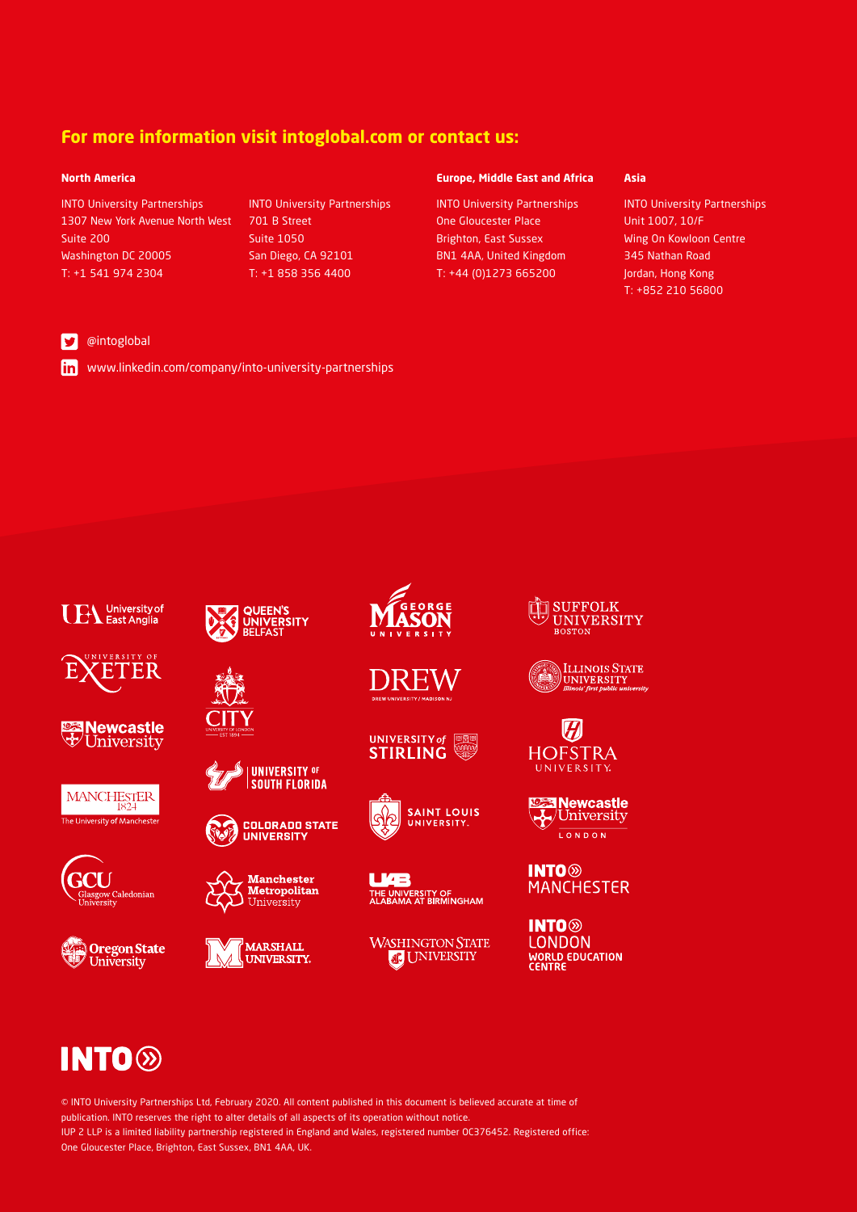## For more information visit intoglobal.com or contact us:

**North America**

INTO University Partnerships
1307 New York Avenue North West
Suite 200
Washington DC 20005
T: +1 541 974 2304

INTO University Partnerships
701 B Street
Suite 1050
San Diego, CA 92101
T: +1 858 356 4400

**Europe, Middle East and Africa**

INTO University Partnerships
One Gloucester Place
Brighton, East Sussex
BN1 4AA, United Kingdom
T: +44 (0)1273 665200

**Asia**

INTO University Partnerships
Unit 1007, 10/F
Wing On Kowloon Centre
345 Nathan Road
Jordan, Hong Kong
T: +852 210 56800

@intoglobal

www.linkedin.com/company/into-university-partnerships

University of East Anglia
University of Exeter
Newcastle University
The University of Manchester
Glasgow Caledonian University
Oregon State University
Queen's University Belfast
City University of London
University of South Florida
Colorado State University
Manchester Metropolitan University
Marshall University
George Mason University
Drew University
University of Stirling
Saint Louis University
The University of Alabama at Birmingham
Washington State University
Suffolk University Boston
Illinois State University
Hofstra University
Newcastle University London
INTO Manchester
INTO London World Education Centre

INTO

© INTO University Partnerships Ltd, February 2020. All content published in this document is believed accurate at time of publication. INTO reserves the right to alter details of its operation without notice.
IUP 2 LLP is a limited liability partnership registered in England and Wales, registered number OC376452. Registered office: One Gloucester Place, Brighton, East Sussex, BN1 4AA, UK.